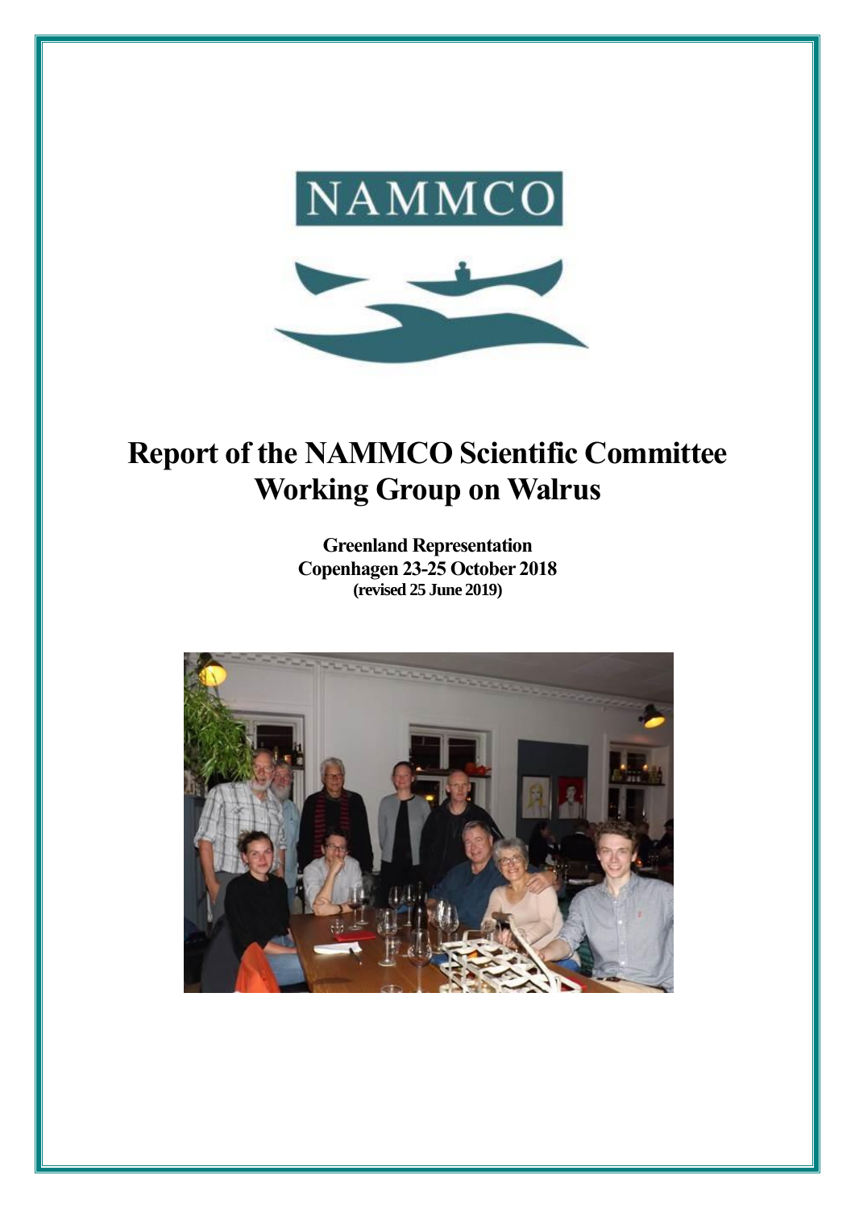NAMMCO

# Report of the NAMMCO Scientific Committee Working Group on Walrus

**Greenland Representation**
**Copenhagen 23-25 October 2018**
**(revised 25 June 2019)**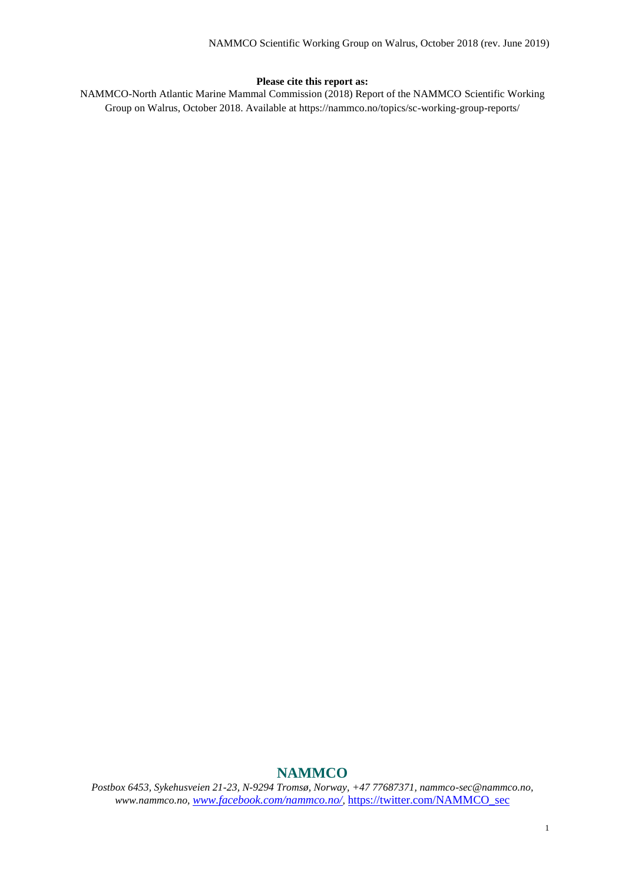**Please cite this report as:**

NAMMCO-North Atlantic Marine Mammal Commission (2018) Report of the NAMMCO Scientific Working Group on Walrus, October 2018. Available at https://nammco.no/topics/sc-working-group-reports/

**NAMMCO**

*Postbox 6453, Sykehusveien 21-23, N-9294 Tromsø, Norway, +47 77687371, nammco-sec@nammco.no, www.nammco.no, www.facebook.com/nammco.no/,* https://twitter.com/NAMMCO_sec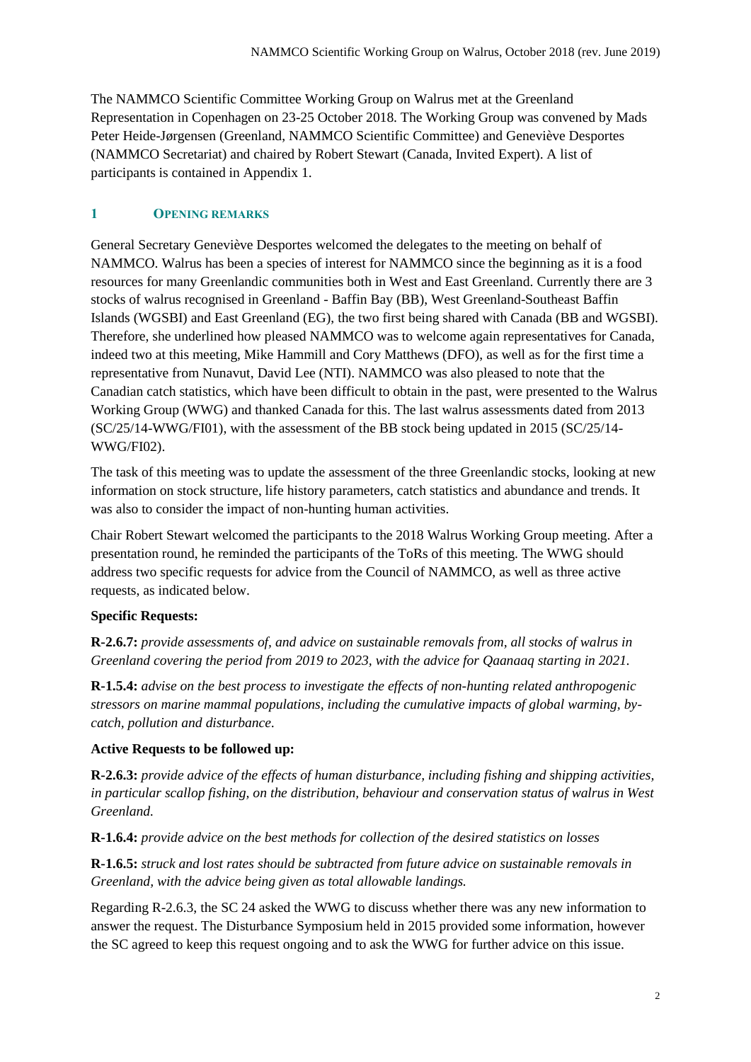The NAMMCO Scientific Committee Working Group on Walrus met at the Greenland Representation in Copenhagen on 23-25 October 2018. The Working Group was convened by Mads Peter Heide-Jørgensen (Greenland, NAMMCO Scientific Committee) and Geneviève Desportes (NAMMCO Secretariat) and chaired by Robert Stewart (Canada, Invited Expert). A list of participants is contained in Appendix 1.

## 1 OPENING REMARKS

General Secretary Geneviève Desportes welcomed the delegates to the meeting on behalf of NAMMCO. Walrus has been a species of interest for NAMMCO since the beginning as it is a food resources for many Greenlandic communities both in West and East Greenland. Currently there are 3 stocks of walrus recognised in Greenland - Baffin Bay (BB), West Greenland-Southeast Baffin Islands (WGSBI) and East Greenland (EG), the two first being shared with Canada (BB and WGSBI). Therefore, she underlined how pleased NAMMCO was to welcome again representatives for Canada, indeed two at this meeting, Mike Hammill and Cory Matthews (DFO), as well as for the first time a representative from Nunavut, David Lee (NTI). NAMMCO was also pleased to note that the Canadian catch statistics, which have been difficult to obtain in the past, were presented to the Walrus Working Group (WWG) and thanked Canada for this. The last walrus assessments dated from 2013 (SC/25/14-WWG/FI01), with the assessment of the BB stock being updated in 2015 (SC/25/14-WWG/FI02).

The task of this meeting was to update the assessment of the three Greenlandic stocks, looking at new information on stock structure, life history parameters, catch statistics and abundance and trends. It was also to consider the impact of non-hunting human activities.

Chair Robert Stewart welcomed the participants to the 2018 Walrus Working Group meeting. After a presentation round, he reminded the participants of the ToRs of this meeting. The WWG should address two specific requests for advice from the Council of NAMMCO, as well as three active requests, as indicated below.

**Specific Requests:**

**R-2.6.7:** *provide assessments of, and advice on sustainable removals from, all stocks of walrus in Greenland covering the period from 2019 to 2023, with the advice for Qaanaaq starting in 2021.*

**R-1.5.4:** *advise on the best process to investigate the effects of non-hunting related anthropogenic stressors on marine mammal populations, including the cumulative impacts of global warming, by-catch, pollution and disturbance.*

**Active Requests to be followed up:**

**R-2.6.3:** *provide advice of the effects of human disturbance, including fishing and shipping activities, in particular scallop fishing, on the distribution, behaviour and conservation status of walrus in West Greenland.*

**R-1.6.4:** *provide advice on the best methods for collection of the desired statistics on losses*

**R-1.6.5:** *struck and lost rates should be subtracted from future advice on sustainable removals in Greenland, with the advice being given as total allowable landings.*

Regarding R-2.6.3, the SC 24 asked the WWG to discuss whether there was any new information to answer the request. The Disturbance Symposium held in 2015 provided some information, however the SC agreed to keep this request ongoing and to ask the WWG for further advice on this issue.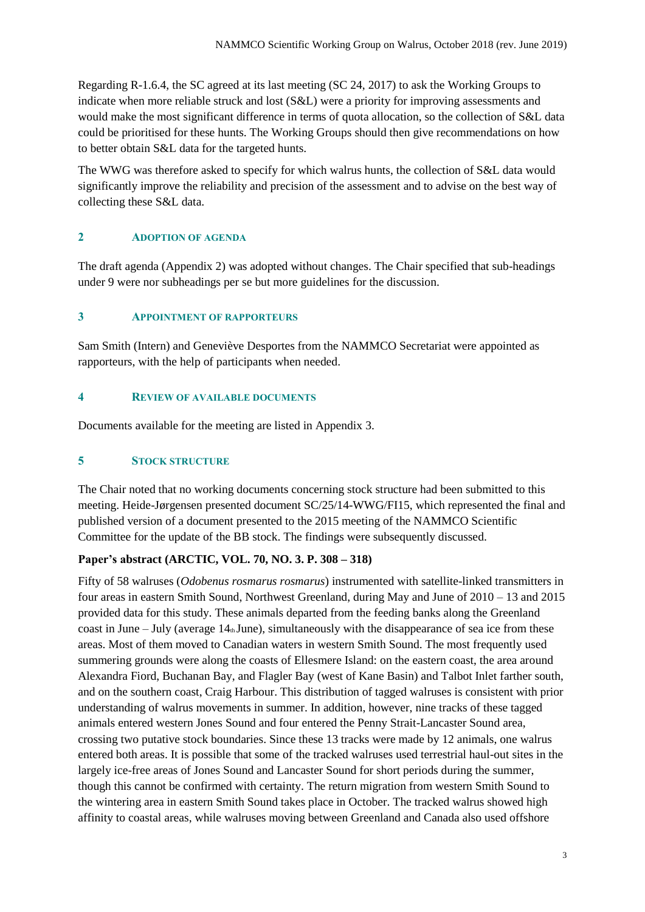Regarding R-1.6.4, the SC agreed at its last meeting (SC 24, 2017) to ask the Working Groups to indicate when more reliable struck and lost (S&L) were a priority for improving assessments and would make the most significant difference in terms of quota allocation, so the collection of S&L data could be prioritised for these hunts. The Working Groups should then give recommendations on how to better obtain S&L data for the targeted hunts.

The WWG was therefore asked to specify for which walrus hunts, the collection of S&L data would significantly improve the reliability and precision of the assessment and to advise on the best way of collecting these S&L data.

## 2 ADOPTION OF AGENDA

The draft agenda (Appendix 2) was adopted without changes. The Chair specified that sub-headings under 9 were nor subheadings per se but more guidelines for the discussion.

## 3 APPOINTMENT OF RAPPORTEURS

Sam Smith (Intern) and Geneviève Desportes from the NAMMCO Secretariat were appointed as rapporteurs, with the help of participants when needed.

## 4 REVIEW OF AVAILABLE DOCUMENTS

Documents available for the meeting are listed in Appendix 3.

## 5 STOCK STRUCTURE

The Chair noted that no working documents concerning stock structure had been submitted to this meeting. Heide-Jørgensen presented document SC/25/14-WWG/FI15, which represented the final and published version of a document presented to the 2015 meeting of the NAMMCO Scientific Committee for the update of the BB stock. The findings were subsequently discussed.

**Paper's abstract (ARCTIC, VOL. 70, NO. 3. P. 308 – 318)**

Fifty of 58 walruses (*Odobenus rosmarus rosmarus*) instrumented with satellite-linked transmitters in four areas in eastern Smith Sound, Northwest Greenland, during May and June of 2010 – 13 and 2015 provided data for this study. These animals departed from the feeding banks along the Greenland coast in June – July (average 14th June), simultaneously with the disappearance of sea ice from these areas. Most of them moved to Canadian waters in western Smith Sound. The most frequently used summering grounds were along the coasts of Ellesmere Island: on the eastern coast, the area around Alexandra Fiord, Buchanan Bay, and Flagler Bay (west of Kane Basin) and Talbot Inlet farther south, and on the southern coast, Craig Harbour. This distribution of tagged walruses is consistent with prior understanding of walrus movements in summer. In addition, however, nine tracks of these tagged animals entered western Jones Sound and four entered the Penny Strait-Lancaster Sound area, crossing two putative stock boundaries. Since these 13 tracks were made by 12 animals, one walrus entered both areas. It is possible that some of the tracked walruses used terrestrial haul-out sites in the largely ice-free areas of Jones Sound and Lancaster Sound for short periods during the summer, though this cannot be confirmed with certainty. The return migration from western Smith Sound to the wintering area in eastern Smith Sound takes place in October. The tracked walrus showed high affinity to coastal areas, while walruses moving between Greenland and Canada also used offshore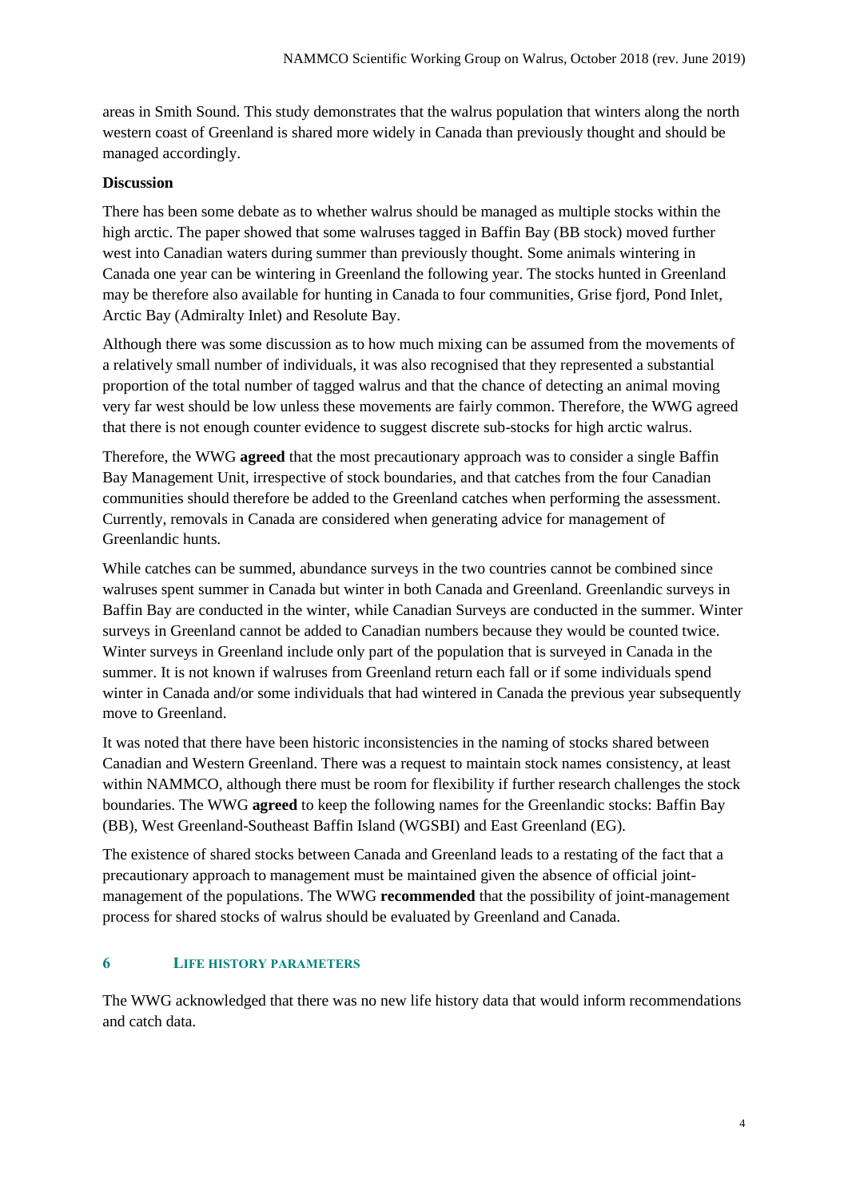areas in Smith Sound. This study demonstrates that the walrus population that winters along the north western coast of Greenland is shared more widely in Canada than previously thought and should be managed accordingly.

**Discussion**

There has been some debate as to whether walrus should be managed as multiple stocks within the high arctic. The paper showed that some walruses tagged in Baffin Bay (BB stock) moved further west into Canadian waters during summer than previously thought. Some animals wintering in Canada one year can be wintering in Greenland the following year. The stocks hunted in Greenland may be therefore also available for hunting in Canada to four communities, Grise fjord, Pond Inlet, Arctic Bay (Admiralty Inlet) and Resolute Bay.

Although there was some discussion as to how much mixing can be assumed from the movements of a relatively small number of individuals, it was also recognised that they represented a substantial proportion of the total number of tagged walrus and that the chance of detecting an animal moving very far west should be low unless these movements are fairly common. Therefore, the WWG agreed that there is not enough counter evidence to suggest discrete sub-stocks for high arctic walrus.

Therefore, the WWG **agreed** that the most precautionary approach was to consider a single Baffin Bay Management Unit, irrespective of stock boundaries, and that catches from the four Canadian communities should therefore be added to the Greenland catches when performing the assessment. Currently, removals in Canada are considered when generating advice for management of Greenlandic hunts.

While catches can be summed, abundance surveys in the two countries cannot be combined since walruses spent summer in Canada but winter in both Canada and Greenland. Greenlandic surveys in Baffin Bay are conducted in the winter, while Canadian Surveys are conducted in the summer. Winter surveys in Greenland cannot be added to Canadian numbers because they would be counted twice. Winter surveys in Greenland include only part of the population that is surveyed in Canada in the summer. It is not known if walruses from Greenland return each fall or if some individuals spend winter in Canada and/or some individuals that had wintered in Canada the previous year subsequently move to Greenland.

It was noted that there have been historic inconsistencies in the naming of stocks shared between Canadian and Western Greenland. There was a request to maintain stock names consistency, at least within NAMMCO, although there must be room for flexibility if further research challenges the stock boundaries. The WWG **agreed** to keep the following names for the Greenlandic stocks: Baffin Bay (BB), West Greenland-Southeast Baffin Island (WGSBI) and East Greenland (EG).

The existence of shared stocks between Canada and Greenland leads to a restating of the fact that a precautionary approach to management must be maintained given the absence of official joint-management of the populations. The WWG **recommended** that the possibility of joint-management process for shared stocks of walrus should be evaluated by Greenland and Canada.

## 6 LIFE HISTORY PARAMETERS

The WWG acknowledged that there was no new life history data that would inform recommendations and catch data.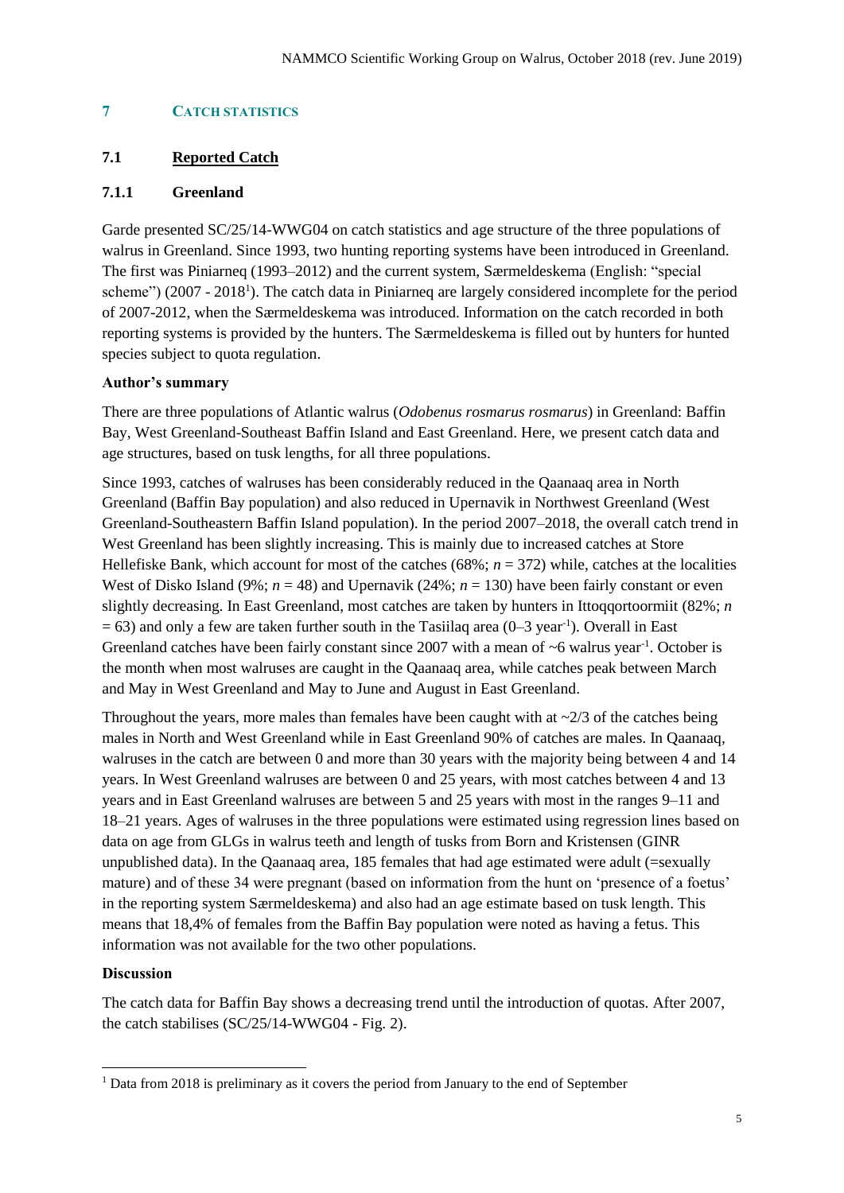## 7 CATCH STATISTICS

### 7.1 Reported Catch

#### 7.1.1 Greenland

Garde presented SC/25/14-WWG04 on catch statistics and age structure of the three populations of walrus in Greenland. Since 1993, two hunting reporting systems have been introduced in Greenland. The first was Piniarneq (1993–2012) and the current system, Særmeldeskema (English: "special scheme") (2007 - 2018[1]). The catch data in Piniarneq are largely considered incomplete for the period of 2007-2012, when the Særmeldeskema was introduced. Information on the catch recorded in both reporting systems is provided by the hunters. The Særmeldeskema is filled out by hunters for hunted species subject to quota regulation.

**Author's summary**

There are three populations of Atlantic walrus (*Odobenus rosmarus rosmarus*) in Greenland: Baffin Bay, West Greenland-Southeast Baffin Island and East Greenland. Here, we present catch data and age structures, based on tusk lengths, for all three populations.

Since 1993, catches of walruses has been considerably reduced in the Qaanaaq area in North Greenland (Baffin Bay population) and also reduced in Upernavik in Northwest Greenland (West Greenland-Southeastern Baffin Island population). In the period 2007–2018, the overall catch trend in West Greenland has been slightly increasing. This is mainly due to increased catches at Store Hellefiske Bank, which account for most of the catches (68%; $n = 372$) while, catches at the localities West of Disko Island (9%; $n = 48$) and Upernavik (24%; $n = 130$) have been fairly constant or even slightly decreasing. In East Greenland, most catches are taken by hunters in Ittoqqortoormiit (82%; $n = 63$) and only a few are taken further south in the Tasiilaq area (0–3 year$^{-1}$). Overall in East Greenland catches have been fairly constant since 2007 with a mean of ~6 walrus year$^{-1}$. October is the month when most walruses are caught in the Qaanaaq area, while catches peak between March and May in West Greenland and May to June and August in East Greenland.

Throughout the years, more males than females have been caught with at ~2/3 of the catches being males in North and West Greenland while in East Greenland 90% of catches are males. In Qaanaaq, walruses in the catch are between 0 and more than 30 years with the majority being between 4 and 14 years. In West Greenland walruses are between 0 and 25 years, with most catches between 4 and 13 years and in East Greenland walruses are between 5 and 25 years with most in the ranges 9–11 and 18–21 years. Ages of walruses in the three populations were estimated using regression lines based on data on age from GLGs in walrus teeth and length of tusks from Born and Kristensen (GINR unpublished data). In the Qaanaaq area, 185 females that had age estimated were adult (=sexually mature) and of these 34 were pregnant (based on information from the hunt on 'presence of a foetus' in the reporting system Særmeldeskema) and also had an age estimate based on tusk length. This means that 18,4% of females from the Baffin Bay population were noted as having a fetus. This information was not available for the two other populations.

**Discussion**

The catch data for Baffin Bay shows a decreasing trend until the introduction of quotas. After 2007, the catch stabilises (SC/25/14-WWG04 - Fig. 2).

[1] Data from 2018 is preliminary as it covers the period from January to the end of September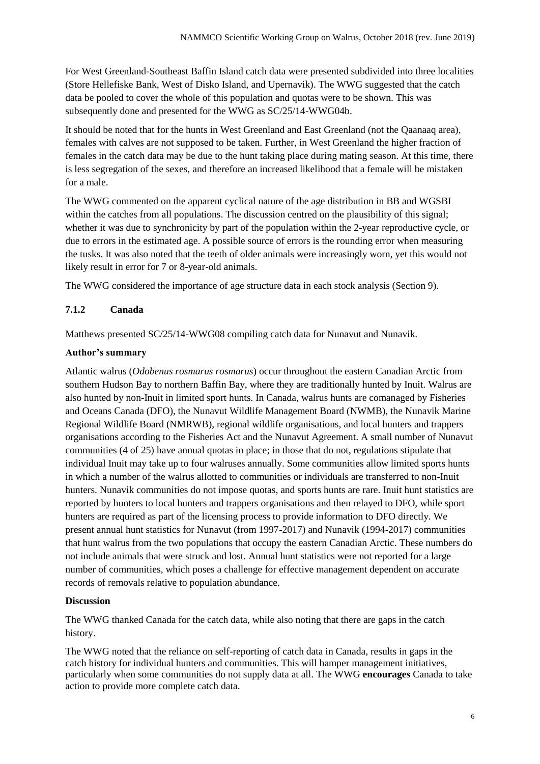For West Greenland-Southeast Baffin Island catch data were presented subdivided into three localities (Store Hellefiske Bank, West of Disko Island, and Upernavik). The WWG suggested that the catch data be pooled to cover the whole of this population and quotas were to be shown. This was subsequently done and presented for the WWG as SC/25/14-WWG04b.

It should be noted that for the hunts in West Greenland and East Greenland (not the Qaanaaq area), females with calves are not supposed to be taken. Further, in West Greenland the higher fraction of females in the catch data may be due to the hunt taking place during mating season. At this time, there is less segregation of the sexes, and therefore an increased likelihood that a female will be mistaken for a male.

The WWG commented on the apparent cyclical nature of the age distribution in BB and WGSBI within the catches from all populations. The discussion centred on the plausibility of this signal; whether it was due to synchronicity by part of the population within the 2-year reproductive cycle, or due to errors in the estimated age. A possible source of errors is the rounding error when measuring the tusks. It was also noted that the teeth of older animals were increasingly worn, yet this would not likely result in error for 7 or 8-year-old animals.

The WWG considered the importance of age structure data in each stock analysis (Section 9).

### 7.1.2 Canada

Matthews presented SC/25/14-WWG08 compiling catch data for Nunavut and Nunavik.

**Author's summary**

Atlantic walrus (*Odobenus rosmarus rosmarus*) occur throughout the eastern Canadian Arctic from southern Hudson Bay to northern Baffin Bay, where they are traditionally hunted by Inuit. Walrus are also hunted by non-Inuit in limited sport hunts. In Canada, walrus hunts are comanaged by Fisheries and Oceans Canada (DFO), the Nunavut Wildlife Management Board (NWMB), the Nunavik Marine Regional Wildlife Board (NMRWB), regional wildlife organisations, and local hunters and trappers organisations according to the Fisheries Act and the Nunavut Agreement. A small number of Nunavut communities (4 of 25) have annual quotas in place; in those that do not, regulations stipulate that individual Inuit may take up to four walruses annually. Some communities allow limited sports hunts in which a number of the walrus allotted to communities or individuals are transferred to non-Inuit hunters. Nunavik communities do not impose quotas, and sports hunts are rare. Inuit hunt statistics are reported by hunters to local hunters and trappers organisations and then relayed to DFO, while sport hunters are required as part of the licensing process to provide information to DFO directly. We present annual hunt statistics for Nunavut (from 1997-2017) and Nunavik (1994-2017) communities that hunt walrus from the two populations that occupy the eastern Canadian Arctic. These numbers do not include animals that were struck and lost. Annual hunt statistics were not reported for a large number of communities, which poses a challenge for effective management dependent on accurate records of removals relative to population abundance.

**Discussion**

The WWG thanked Canada for the catch data, while also noting that there are gaps in the catch history.

The WWG noted that the reliance on self-reporting of catch data in Canada, results in gaps in the catch history for individual hunters and communities. This will hamper management initiatives, particularly when some communities do not supply data at all. The WWG **encourages** Canada to take action to provide more complete catch data.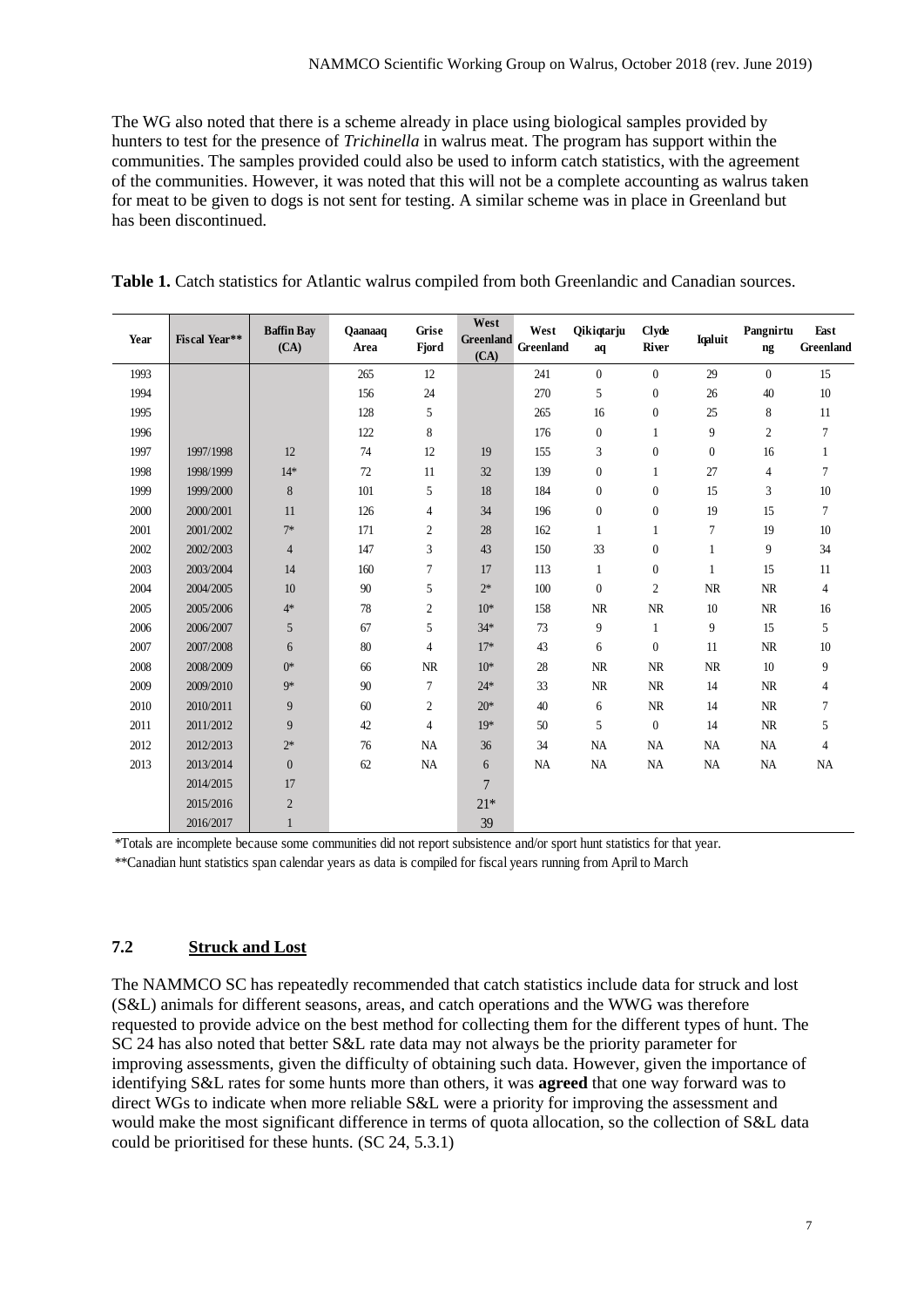The WG also noted that there is a scheme already in place using biological samples provided by hunters to test for the presence of *Trichinella* in walrus meat. The program has support within the communities. The samples provided could also be used to inform catch statistics, with the agreement of the communities. However, it was noted that this will not be a complete accounting as walrus taken for meat to be given to dogs is not sent for testing. A similar scheme was in place in Greenland but has been discontinued.

**Table 1.** Catch statistics for Atlantic walrus compiled from both Greenlandic and Canadian sources.

| Year | Fiscal Year** | Baffin Bay (CA) | Qaanaaq Area | Grise Fjord | West Greenland (CA) | West Greenland | Qikiqtarjuaq | Clyde River | Iqaluit | Pangnirtung | East Greenland |
|---|---|---|---|---|---|---|---|---|---|---|---|
| 1993 | | | 265 | 12 | | 241 | 0 | 0 | 29 | 0 | 15 |
| 1994 | | | 156 | 24 | | 270 | 5 | 0 | 26 | 40 | 10 |
| 1995 | | | 128 | 5 | | 265 | 16 | 0 | 25 | 8 | 11 |
| 1996 | | | 122 | 8 | | 176 | 0 | 1 | 9 | 2 | 7 |
| 1997 | 1997/1998 | 12 | 74 | 12 | 19 | 155 | 3 | 0 | 0 | 16 | 1 |
| 1998 | 1998/1999 | 14* | 72 | 11 | 32 | 139 | 0 | 1 | 27 | 4 | 7 |
| 1999 | 1999/2000 | 8 | 101 | 5 | 18 | 184 | 0 | 0 | 15 | 3 | 10 |
| 2000 | 2000/2001 | 11 | 126 | 4 | 34 | 196 | 0 | 0 | 19 | 15 | 7 |
| 2001 | 2001/2002 | 7* | 171 | 2 | 28 | 162 | 1 | 1 | 7 | 19 | 10 |
| 2002 | 2002/2003 | 4 | 147 | 3 | 43 | 150 | 33 | 0 | 1 | 9 | 34 |
| 2003 | 2003/2004 | 14 | 160 | 7 | 17 | 113 | 1 | 0 | 1 | 15 | 11 |
| 2004 | 2004/2005 | 10 | 90 | 5 | 2* | 100 | 0 | 2 | NR | NR | 4 |
| 2005 | 2005/2006 | 4* | 78 | 2 | 10* | 158 | NR | NR | 10 | NR | 16 |
| 2006 | 2006/2007 | 5 | 67 | 5 | 34* | 73 | 9 | 1 | 9 | 15 | 5 |
| 2007 | 2007/2008 | 6 | 80 | 4 | 17* | 43 | 6 | 0 | 11 | NR | 10 |
| 2008 | 2008/2009 | 0* | 66 | NR | 10* | 28 | NR | NR | NR | 10 | 9 |
| 2009 | 2009/2010 | 9* | 90 | 7 | 24* | 33 | NR | NR | 14 | NR | 4 |
| 2010 | 2010/2011 | 9 | 60 | 2 | 20* | 40 | 6 | NR | 14 | NR | 7 |
| 2011 | 2011/2012 | 9 | 42 | 4 | 19* | 50 | 5 | 0 | 14 | NR | 5 |
| 2012 | 2012/2013 | 2* | 76 | NA | 36 | 34 | NA | NA | NA | NA | 4 |
| 2013 | 2013/2014 | 0 | 62 | NA | 6 | NA | NA | NA | NA | NA | NA |
| | 2014/2015 | 17 | | | 7 | | | | | | |
| | 2015/2016 | 2 | | | 21* | | | | | | |
| | 2016/2017 | 1 | | | 39 | | | | | | |

*Totals are incomplete because some communities did not report subsistence and/or sport hunt statistics for that year.

**Canadian hunt statistics span calendar years as data is compiled for fiscal years running from April to March

### 7.2 Struck and Lost

The NAMMCO SC has repeatedly recommended that catch statistics include data for struck and lost (S&L) animals for different seasons, areas, and catch operations and the WWG was therefore requested to provide advice on the best method for collecting them for the different types of hunt. The SC 24 has also noted that better S&L rate data may not always be the priority parameter for improving assessments, given the difficulty of obtaining such data. However, given the importance of identifying S&L rates for some hunts more than others, it was **agreed** that one way forward was to direct WGs to indicate when more reliable S&L were a priority for improving the assessment and would make the most significant difference in terms of quota allocation, so the collection of S&L data could be prioritised for these hunts. (SC 24, 5.3.1)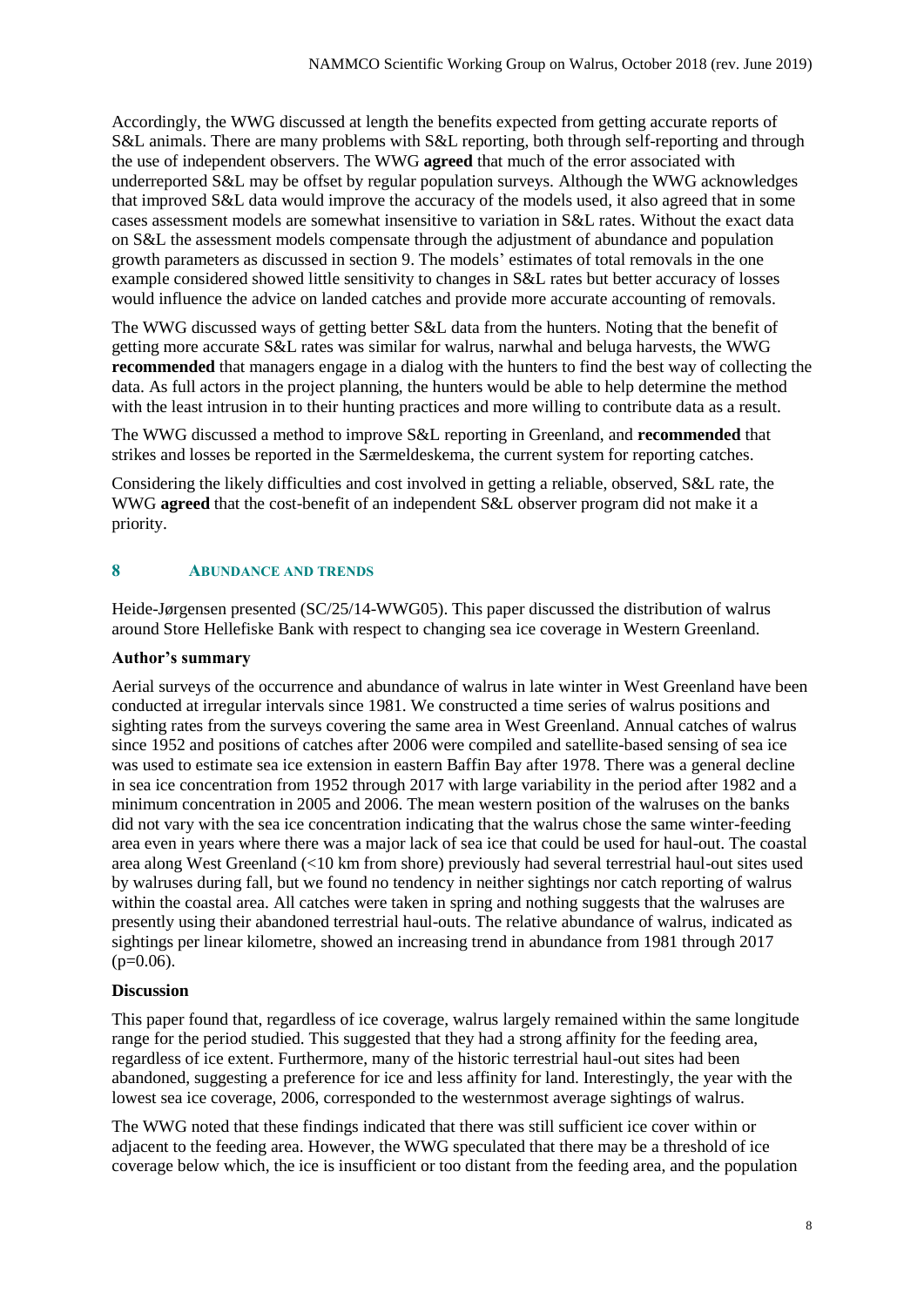Accordingly, the WWG discussed at length the benefits expected from getting accurate reports of S&L animals. There are many problems with S&L reporting, both through self-reporting and through the use of independent observers. The WWG **agreed** that much of the error associated with underreported S&L may be offset by regular population surveys. Although the WWG acknowledges that improved S&L data would improve the accuracy of the models used, it also agreed that in some cases assessment models are somewhat insensitive to variation in S&L rates. Without the exact data on S&L the assessment models compensate through the adjustment of abundance and population growth parameters as discussed in section 9. The models' estimates of total removals in the one example considered showed little sensitivity to changes in S&L rates but better accuracy of losses would influence the advice on landed catches and provide more accurate accounting of removals.

The WWG discussed ways of getting better S&L data from the hunters. Noting that the benefit of getting more accurate S&L rates was similar for walrus, narwhal and beluga harvests, the WWG **recommended** that managers engage in a dialog with the hunters to find the best way of collecting the data. As full actors in the project planning, the hunters would be able to help determine the method with the least intrusion in to their hunting practices and more willing to contribute data as a result.

The WWG discussed a method to improve S&L reporting in Greenland, and **recommended** that strikes and losses be reported in the Særmeldeskema, the current system for reporting catches.

Considering the likely difficulties and cost involved in getting a reliable, observed, S&L rate, the WWG **agreed** that the cost-benefit of an independent S&L observer program did not make it a priority.

## 8 ABUNDANCE AND TRENDS

Heide-Jørgensen presented (SC/25/14-WWG05). This paper discussed the distribution of walrus around Store Hellefiske Bank with respect to changing sea ice coverage in Western Greenland.

**Author's summary**

Aerial surveys of the occurrence and abundance of walrus in late winter in West Greenland have been conducted at irregular intervals since 1981. We constructed a time series of walrus positions and sighting rates from the surveys covering the same area in West Greenland. Annual catches of walrus since 1952 and positions of catches after 2006 were compiled and satellite-based sensing of sea ice was used to estimate sea ice extension in eastern Baffin Bay after 1978. There was a general decline in sea ice concentration from 1952 through 2017 with large variability in the period after 1982 and a minimum concentration in 2005 and 2006. The mean western position of the walruses on the banks did not vary with the sea ice concentration indicating that the walrus chose the same winter-feeding area even in years where there was a major lack of sea ice that could be used for haul-out. The coastal area along West Greenland (<10 km from shore) previously had several terrestrial haul-out sites used by walruses during fall, but we found no tendency in neither sightings nor catch reporting of walrus within the coastal area. All catches were taken in spring and nothing suggests that the walruses are presently using their abandoned terrestrial haul-outs. The relative abundance of walrus, indicated as sightings per linear kilometre, showed an increasing trend in abundance from 1981 through 2017 ($p=0.06$).

**Discussion**

This paper found that, regardless of ice coverage, walrus largely remained within the same longitude range for the period studied. This suggested that they had a strong affinity for the feeding area, regardless of ice extent. Furthermore, many of the historic terrestrial haul-out sites had been abandoned, suggesting a preference for ice and less affinity for land. Interestingly, the year with the lowest sea ice coverage, 2006, corresponded to the westernmost average sightings of walrus.

The WWG noted that these findings indicated that there was still sufficient ice cover within or adjacent to the feeding area. However, the WWG speculated that there may be a threshold of ice coverage below which, the ice is insufficient or too distant from the feeding area, and the population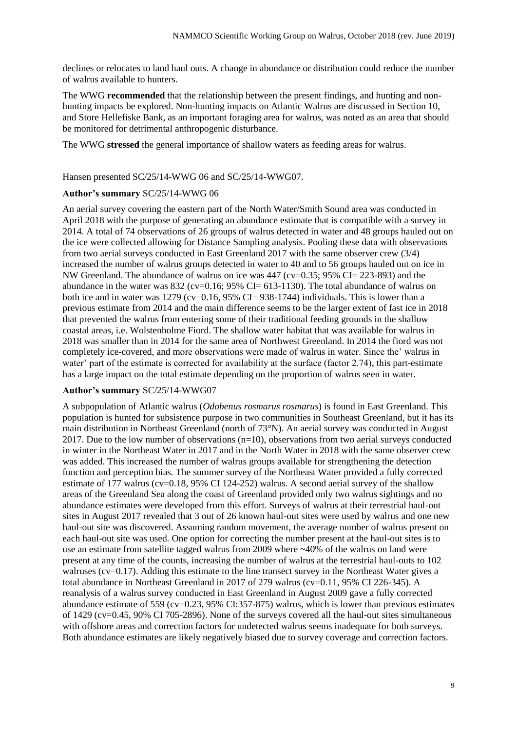declines or relocates to land haul outs. A change in abundance or distribution could reduce the number of walrus available to hunters.

The WWG **recommended** that the relationship between the present findings, and hunting and non-hunting impacts be explored. Non-hunting impacts on Atlantic Walrus are discussed in Section 10, and Store Hellefiske Bank, as an important foraging area for walrus, was noted as an area that should be monitored for detrimental anthropogenic disturbance.

The WWG **stressed** the general importance of shallow waters as feeding areas for walrus.

Hansen presented SC/25/14-WWG 06 and SC/25/14-WWG07.

**Author's summary** SC/25/14-WWG 06

An aerial survey covering the eastern part of the North Water/Smith Sound area was conducted in April 2018 with the purpose of generating an abundance estimate that is compatible with a survey in 2014. A total of 74 observations of 26 groups of walrus detected in water and 48 groups hauled out on the ice were collected allowing for Distance Sampling analysis. Pooling these data with observations from two aerial surveys conducted in East Greenland 2017 with the same observer crew (3/4) increased the number of walrus groups detected in water to 40 and to 56 groups hauled out on ice in NW Greenland. The abundance of walrus on ice was 447 (cv=0.35; 95% CI= 223-893) and the abundance in the water was 832 (cv=0.16; 95% CI= 613-1130). The total abundance of walrus on both ice and in water was 1279 (cv=0.16, 95% CI= 938-1744) individuals. This is lower than a previous estimate from 2014 and the main difference seems to be the larger extent of fast ice in 2018 that prevented the walrus from entering some of their traditional feeding grounds in the shallow coastal areas, i.e. Wolstenholme Fiord. The shallow water habitat that was available for walrus in 2018 was smaller than in 2014 for the same area of Northwest Greenland. In 2014 the fiord was not completely ice-covered, and more observations were made of walrus in water. Since the' walrus in water' part of the estimate is corrected for availability at the surface (factor 2.74), this part-estimate has a large impact on the total estimate depending on the proportion of walrus seen in water.

**Author's summary** SC/25/14-WWG07

A subpopulation of Atlantic walrus (*Odobenus rosmarus rosmarus*) is found in East Greenland. This population is hunted for subsistence purpose in two communities in Southeast Greenland, but it has its main distribution in Northeast Greenland (north of 73°N). An aerial survey was conducted in August 2017. Due to the low number of observations (n=10), observations from two aerial surveys conducted in winter in the Northeast Water in 2017 and in the North Water in 2018 with the same observer crew was added. This increased the number of walrus groups available for strengthening the detection function and perception bias. The summer survey of the Northeast Water provided a fully corrected estimate of 177 walrus (cv=0.18, 95% CI 124-252) walrus. A second aerial survey of the shallow areas of the Greenland Sea along the coast of Greenland provided only two walrus sightings and no abundance estimates were developed from this effort. Surveys of walrus at their terrestrial haul-out sites in August 2017 revealed that 3 out of 26 known haul-out sites were used by walrus and one new haul-out site was discovered. Assuming random movement, the average number of walrus present on each haul-out site was used. One option for correcting the number present at the haul-out sites is to use an estimate from satellite tagged walrus from 2009 where ~40% of the walrus on land were present at any time of the counts, increasing the number of walrus at the terrestrial haul-outs to 102 walruses (cv=0.17). Adding this estimate to the line transect survey in the Northeast Water gives a total abundance in Northeast Greenland in 2017 of 279 walrus (cv=0.11, 95% CI 226-345). A reanalysis of a walrus survey conducted in East Greenland in August 2009 gave a fully corrected abundance estimate of 559 (cv=0.23, 95% CI:357-875) walrus, which is lower than previous estimates of 1429 (cv=0.45, 90% CI 705-2896). None of the surveys covered all the haul-out sites simultaneous with offshore areas and correction factors for undetected walrus seems inadequate for both surveys. Both abundance estimates are likely negatively biased due to survey coverage and correction factors.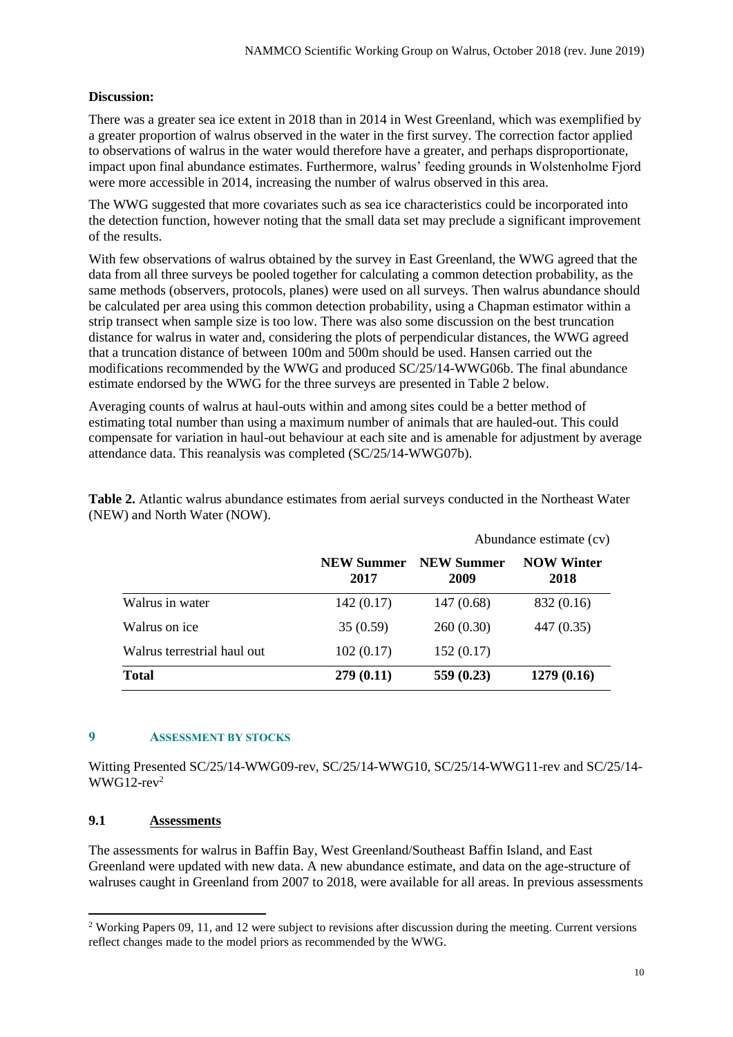**Discussion:**

There was a greater sea ice extent in 2018 than in 2014 in West Greenland, which was exemplified by a greater proportion of walrus observed in the water in the first survey. The correction factor applied to observations of walrus in the water would therefore have a greater, and perhaps disproportionate, impact upon final abundance estimates. Furthermore, walrus' feeding grounds in Wolstenholme Fjord were more accessible in 2014, increasing the number of walrus observed in this area.

The WWG suggested that more covariates such as sea ice characteristics could be incorporated into the detection function, however noting that the small data set may preclude a significant improvement of the results.

With few observations of walrus obtained by the survey in East Greenland, the WWG agreed that the data from all three surveys be pooled together for calculating a common detection probability, as the same methods (observers, protocols, planes) were used on all surveys. Then walrus abundance should be calculated per area using this common detection probability, using a Chapman estimator within a strip transect when sample size is too low. There was also some discussion on the best truncation distance for walrus in water and, considering the plots of perpendicular distances, the WWG agreed that a truncation distance of between 100m and 500m should be used. Hansen carried out the modifications recommended by the WWG and produced SC/25/14-WWG06b. The final abundance estimate endorsed by the WWG for the three surveys are presented in Table 2 below.

Averaging counts of walrus at haul-outs within and among sites could be a better method of estimating total number than using a maximum number of animals that are hauled-out. This could compensate for variation in haul-out behaviour at each site and is amenable for adjustment by average attendance data. This reanalysis was completed (SC/25/14-WWG07b).

**Table 2.** Atlantic walrus abundance estimates from aerial surveys conducted in the Northeast Water (NEW) and North Water (NOW).

| | Abundance estimate (cv) | | |
|---|---|---|---|
| | **NEW Summer 2017** | **NEW Summer 2009** | **NOW Winter 2018** |
| Walrus in water | 142 (0.17) | 147 (0.68) | 832 (0.16) |
| Walrus on ice | 35 (0.59) | 260 (0.30) | 447 (0.35) |
| Walrus terrestrial haul out | 102 (0.17) | 152 (0.17) | |
| **Total** | **279 (0.11)** | **559 (0.23)** | **1279 (0.16)** |

## 9 ASSESSMENT BY STOCKS

Witting Presented SC/25/14-WWG09-rev, SC/25/14-WWG10, SC/25/14-WWG11-rev and SC/25/14-WWG12-rev[2]

### 9.1 Assessments

The assessments for walrus in Baffin Bay, West Greenland/Southeast Baffin Island, and East Greenland were updated with new data. A new abundance estimate, and data on the age-structure of walruses caught in Greenland from 2007 to 2018, were available for all areas. In previous assessments

[2] Working Papers 09, 11, and 12 were subject to revisions after discussion during the meeting. Current versions reflect changes made to the model priors as recommended by the WWG.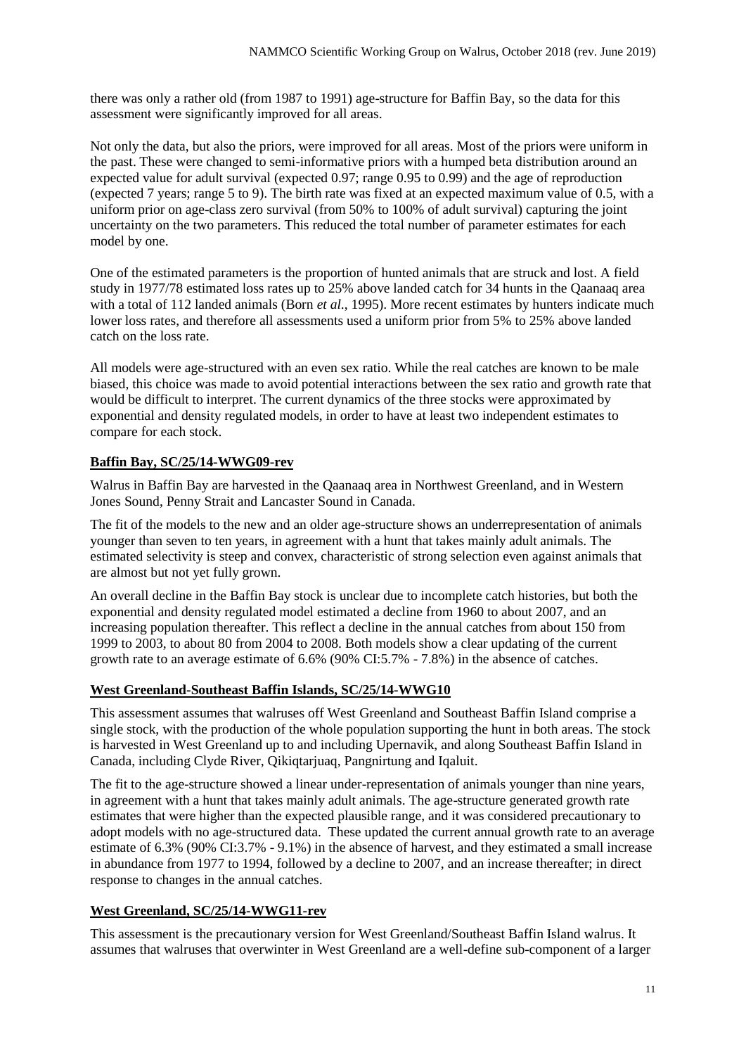there was only a rather old (from 1987 to 1991) age-structure for Baffin Bay, so the data for this assessment were significantly improved for all areas.

Not only the data, but also the priors, were improved for all areas. Most of the priors were uniform in the past. These were changed to semi-informative priors with a humped beta distribution around an expected value for adult survival (expected 0.97; range 0.95 to 0.99) and the age of reproduction (expected 7 years; range 5 to 9). The birth rate was fixed at an expected maximum value of 0.5, with a uniform prior on age-class zero survival (from 50% to 100% of adult survival) capturing the joint uncertainty on the two parameters. This reduced the total number of parameter estimates for each model by one.

One of the estimated parameters is the proportion of hunted animals that are struck and lost. A field study in 1977/78 estimated loss rates up to 25% above landed catch for 34 hunts in the Qaanaaq area with a total of 112 landed animals (Born *et al.*, 1995). More recent estimates by hunters indicate much lower loss rates, and therefore all assessments used a uniform prior from 5% to 25% above landed catch on the loss rate.

All models were age-structured with an even sex ratio. While the real catches are known to be male biased, this choice was made to avoid potential interactions between the sex ratio and growth rate that would be difficult to interpret. The current dynamics of the three stocks were approximated by exponential and density regulated models, in order to have at least two independent estimates to compare for each stock.

**Baffin Bay, SC/25/14-WWG09-rev**

Walrus in Baffin Bay are harvested in the Qaanaaq area in Northwest Greenland, and in Western Jones Sound, Penny Strait and Lancaster Sound in Canada.

The fit of the models to the new and an older age-structure shows an underrepresentation of animals younger than seven to ten years, in agreement with a hunt that takes mainly adult animals. The estimated selectivity is steep and convex, characteristic of strong selection even against animals that are almost but not yet fully grown.

An overall decline in the Baffin Bay stock is unclear due to incomplete catch histories, but both the exponential and density regulated model estimated a decline from 1960 to about 2007, and an increasing population thereafter. This reflect a decline in the annual catches from about 150 from 1999 to 2003, to about 80 from 2004 to 2008. Both models show a clear updating of the current growth rate to an average estimate of 6.6% (90% CI:5.7% - 7.8%) in the absence of catches.

**West Greenland-Southeast Baffin Islands, SC/25/14-WWG10**

This assessment assumes that walruses off West Greenland and Southeast Baffin Island comprise a single stock, with the production of the whole population supporting the hunt in both areas. The stock is harvested in West Greenland up to and including Upernavik, and along Southeast Baffin Island in Canada, including Clyde River, Qikiqtarjuaq, Pangnirtung and Iqaluit.

The fit to the age-structure showed a linear under-representation of animals younger than nine years, in agreement with a hunt that takes mainly adult animals. The age-structure generated growth rate estimates that were higher than the expected plausible range, and it was considered precautionary to adopt models with no age-structured data. These updated the current annual growth rate to an average estimate of 6.3% (90% CI:3.7% - 9.1%) in the absence of harvest, and they estimated a small increase in abundance from 1977 to 1994, followed by a decline to 2007, and an increase thereafter; in direct response to changes in the annual catches.

**West Greenland, SC/25/14-WWG11-rev**

This assessment is the precautionary version for West Greenland/Southeast Baffin Island walrus. It assumes that walruses that overwinter in West Greenland are a well-define sub-component of a larger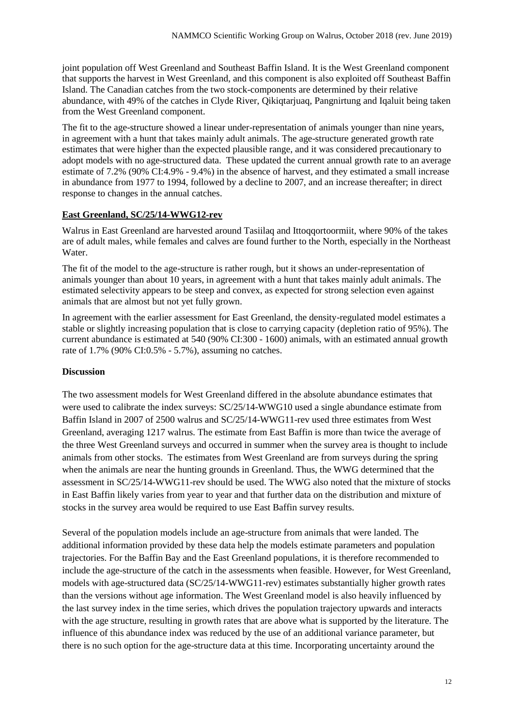joint population off West Greenland and Southeast Baffin Island. It is the West Greenland component that supports the harvest in West Greenland, and this component is also exploited off Southeast Baffin Island. The Canadian catches from the two stock-components are determined by their relative abundance, with 49% of the catches in Clyde River, Qikiqtarjuaq, Pangnirtung and Iqaluit being taken from the West Greenland component.

The fit to the age-structure showed a linear under-representation of animals younger than nine years, in agreement with a hunt that takes mainly adult animals. The age-structure generated growth rate estimates that were higher than the expected plausible range, and it was considered precautionary to adopt models with no age-structured data. These updated the current annual growth rate to an average estimate of 7.2% (90% CI:4.9% - 9.4%) in the absence of harvest, and they estimated a small increase in abundance from 1977 to 1994, followed by a decline to 2007, and an increase thereafter; in direct response to changes in the annual catches.

### East Greenland, SC/25/14-WWG12-rev

Walrus in East Greenland are harvested around Tasiilaq and Ittoqqortoormiit, where 90% of the takes are of adult males, while females and calves are found further to the North, especially in the Northeast Water.

The fit of the model to the age-structure is rather rough, but it shows an under-representation of animals younger than about 10 years, in agreement with a hunt that takes mainly adult animals. The estimated selectivity appears to be steep and convex, as expected for strong selection even against animals that are almost but not yet fully grown.

In agreement with the earlier assessment for East Greenland, the density-regulated model estimates a stable or slightly increasing population that is close to carrying capacity (depletion ratio of 95%). The current abundance is estimated at 540 (90% CI:300 - 1600) animals, with an estimated annual growth rate of 1.7% (90% CI:0.5% - 5.7%), assuming no catches.

### Discussion

The two assessment models for West Greenland differed in the absolute abundance estimates that were used to calibrate the index surveys: SC/25/14-WWG10 used a single abundance estimate from Baffin Island in 2007 of 2500 walrus and SC/25/14-WWG11-rev used three estimates from West Greenland, averaging 1217 walrus. The estimate from East Baffin is more than twice the average of the three West Greenland surveys and occurred in summer when the survey area is thought to include animals from other stocks. The estimates from West Greenland are from surveys during the spring when the animals are near the hunting grounds in Greenland. Thus, the WWG determined that the assessment in SC/25/14-WWG11-rev should be used. The WWG also noted that the mixture of stocks in East Baffin likely varies from year to year and that further data on the distribution and mixture of stocks in the survey area would be required to use East Baffin survey results.

Several of the population models include an age-structure from animals that were landed. The additional information provided by these data help the models estimate parameters and population trajectories. For the Baffin Bay and the East Greenland populations, it is therefore recommended to include the age-structure of the catch in the assessments when feasible. However, for West Greenland, models with age-structured data (SC/25/14-WWG11-rev) estimates substantially higher growth rates than the versions without age information. The West Greenland model is also heavily influenced by the last survey index in the time series, which drives the population trajectory upwards and interacts with the age structure, resulting in growth rates that are above what is supported by the literature. The influence of this abundance index was reduced by the use of an additional variance parameter, but there is no such option for the age-structure data at this time. Incorporating uncertainty around the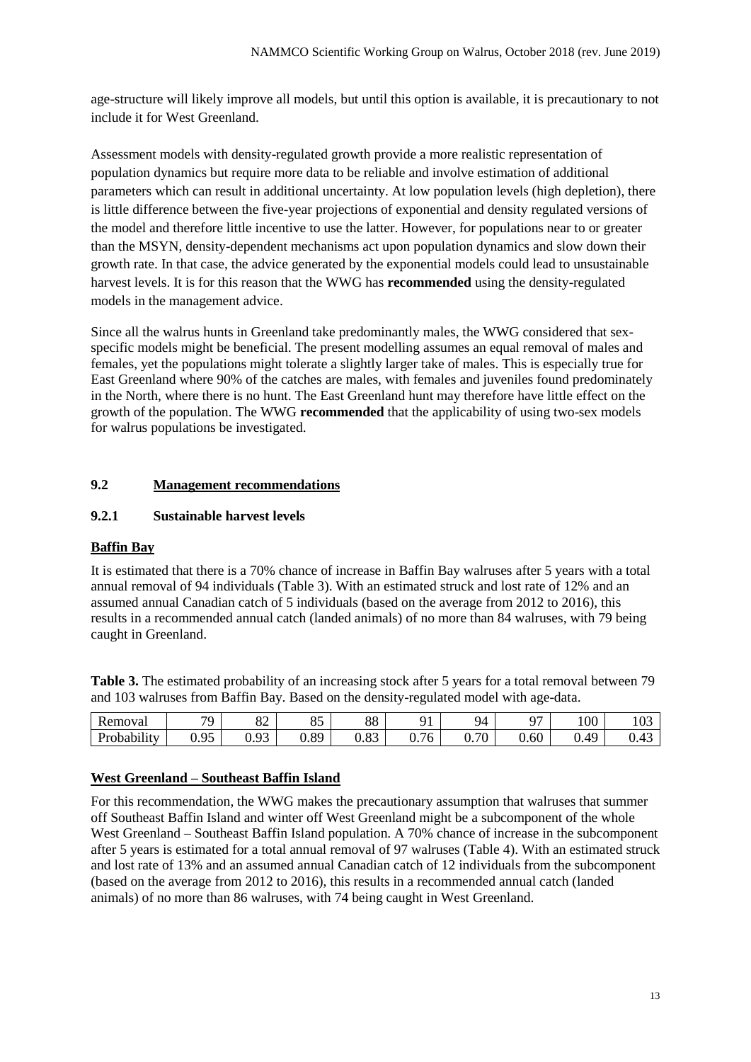age-structure will likely improve all models, but until this option is available, it is precautionary to not include it for West Greenland.

Assessment models with density-regulated growth provide a more realistic representation of population dynamics but require more data to be reliable and involve estimation of additional parameters which can result in additional uncertainty. At low population levels (high depletion), there is little difference between the five-year projections of exponential and density regulated versions of the model and therefore little incentive to use the latter. However, for populations near to or greater than the MSYN, density-dependent mechanisms act upon population dynamics and slow down their growth rate. In that case, the advice generated by the exponential models could lead to unsustainable harvest levels. It is for this reason that the WWG has **recommended** using the density-regulated models in the management advice.

Since all the walrus hunts in Greenland take predominantly males, the WWG considered that sex-specific models might be beneficial. The present modelling assumes an equal removal of males and females, yet the populations might tolerate a slightly larger take of males. This is especially true for East Greenland where 90% of the catches are males, with females and juveniles found predominately in the North, where there is no hunt. The East Greenland hunt may therefore have little effect on the growth of the population. The WWG **recommended** that the applicability of using two-sex models for walrus populations be investigated.

## 9.2 Management recommendations

### 9.2.1 Sustainable harvest levels

**Baffin Bay**

It is estimated that there is a 70% chance of increase in Baffin Bay walruses after 5 years with a total annual removal of 94 individuals (Table 3). With an estimated struck and lost rate of 12% and an assumed annual Canadian catch of 5 individuals (based on the average from 2012 to 2016), this results in a recommended annual catch (landed animals) of no more than 84 walruses, with 79 being caught in Greenland.

**Table 3.** The estimated probability of an increasing stock after 5 years for a total removal between 79 and 103 walruses from Baffin Bay. Based on the density-regulated model with age-data.

| Removal | 79 | 82 | 85 | 88 | 91 | 94 | 97 | 100 | 103 |
|---|---|---|---|---|---|---|---|---|---|
| Probability | 0.95 | 0.93 | 0.89 | 0.83 | 0.76 | 0.70 | 0.60 | 0.49 | 0.43 |

**West Greenland – Southeast Baffin Island**

For this recommendation, the WWG makes the precautionary assumption that walruses that summer off Southeast Baffin Island and winter off West Greenland might be a subcomponent of the whole West Greenland – Southeast Baffin Island population. A 70% chance of increase in the subcomponent after 5 years is estimated for a total annual removal of 97 walruses (Table 4). With an estimated struck and lost rate of 13% and an assumed annual Canadian catch of 12 individuals from the subcomponent (based on the average from 2012 to 2016), this results in a recommended annual catch (landed animals) of no more than 86 walruses, with 74 being caught in West Greenland.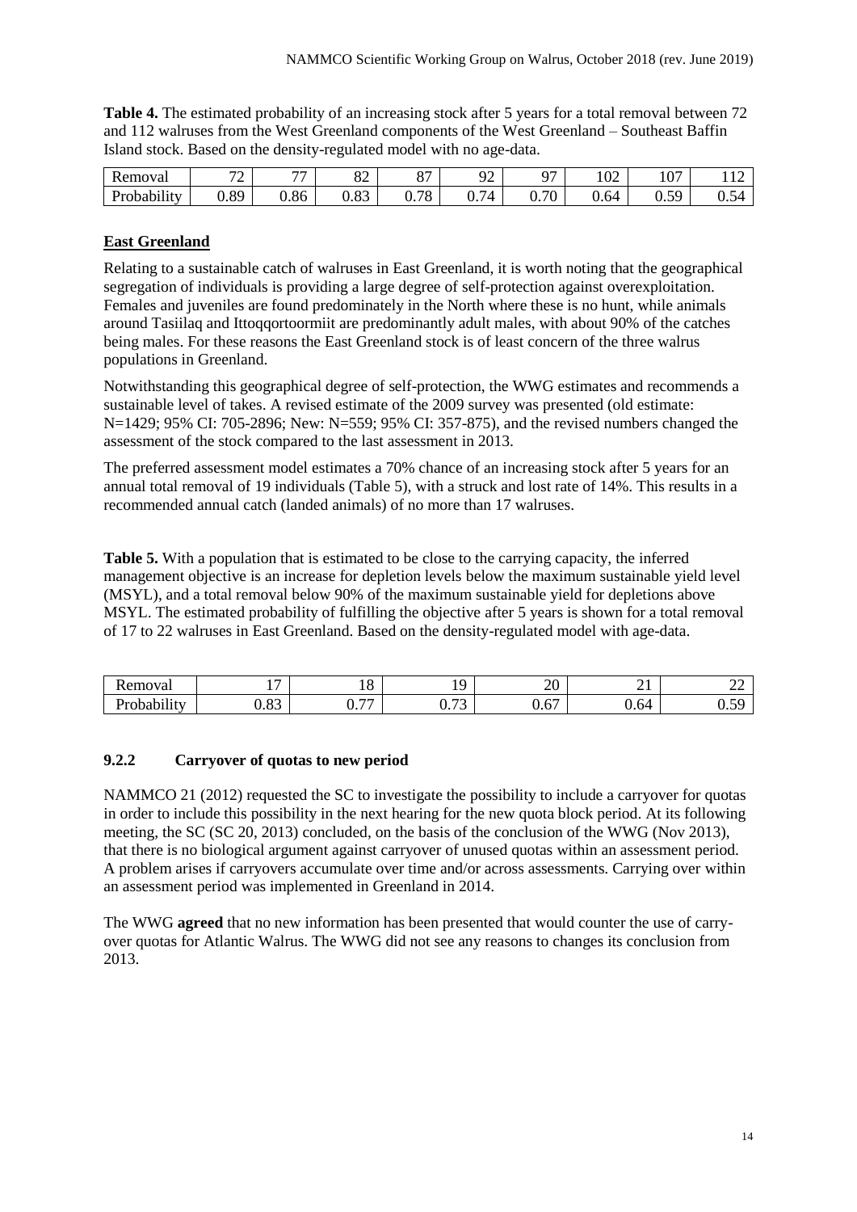**Table 4.** The estimated probability of an increasing stock after 5 years for a total removal between 72 and 112 walruses from the West Greenland components of the West Greenland – Southeast Baffin Island stock. Based on the density-regulated model with no age-data.

| Removal | 72 | 77 | 82 | 87 | 92 | 97 | 102 | 107 | 112 |
|---|---|---|---|---|---|---|---|---|---|
| Probability | 0.89 | 0.86 | 0.83 | 0.78 | 0.74 | 0.70 | 0.64 | 0.59 | 0.54 |

**East Greenland**

Relating to a sustainable catch of walruses in East Greenland, it is worth noting that the geographical segregation of individuals is providing a large degree of self-protection against overexploitation. Females and juveniles are found predominately in the North where these is no hunt, while animals around Tasiilaq and Ittoqqortoormiit are predominantly adult males, with about 90% of the catches being males. For these reasons the East Greenland stock is of least concern of the three walrus populations in Greenland.

Notwithstanding this geographical degree of self-protection, the WWG estimates and recommends a sustainable level of takes. A revised estimate of the 2009 survey was presented (old estimate: N=1429; 95% CI: 705-2896; New: N=559; 95% CI: 357-875), and the revised numbers changed the assessment of the stock compared to the last assessment in 2013.

The preferred assessment model estimates a 70% chance of an increasing stock after 5 years for an annual total removal of 19 individuals (Table 5), with a struck and lost rate of 14%. This results in a recommended annual catch (landed animals) of no more than 17 walruses.

**Table 5.** With a population that is estimated to be close to the carrying capacity, the inferred management objective is an increase for depletion levels below the maximum sustainable yield level (MSYL), and a total removal below 90% of the maximum sustainable yield for depletions above MSYL. The estimated probability of fulfilling the objective after 5 years is shown for a total removal of 17 to 22 walruses in East Greenland. Based on the density-regulated model with age-data.

| Removal | 17 | 18 | 19 | 20 | 21 | 22 |
|---|---|---|---|---|---|---|
| Probability | 0.83 | 0.77 | 0.73 | 0.67 | 0.64 | 0.59 |

### 9.2.2 Carryover of quotas to new period

NAMMCO 21 (2012) requested the SC to investigate the possibility to include a carryover for quotas in order to include this possibility in the next hearing for the new quota block period. At its following meeting, the SC (SC 20, 2013) concluded, on the basis of the conclusion of the WWG (Nov 2013), that there is no biological argument against carryover of unused quotas within an assessment period. A problem arises if carryovers accumulate over time and/or across assessments. Carrying over within an assessment period was implemented in Greenland in 2014.

The WWG **agreed** that no new information has been presented that would counter the use of carry-over quotas for Atlantic Walrus. The WWG did not see any reasons to changes its conclusion from 2013.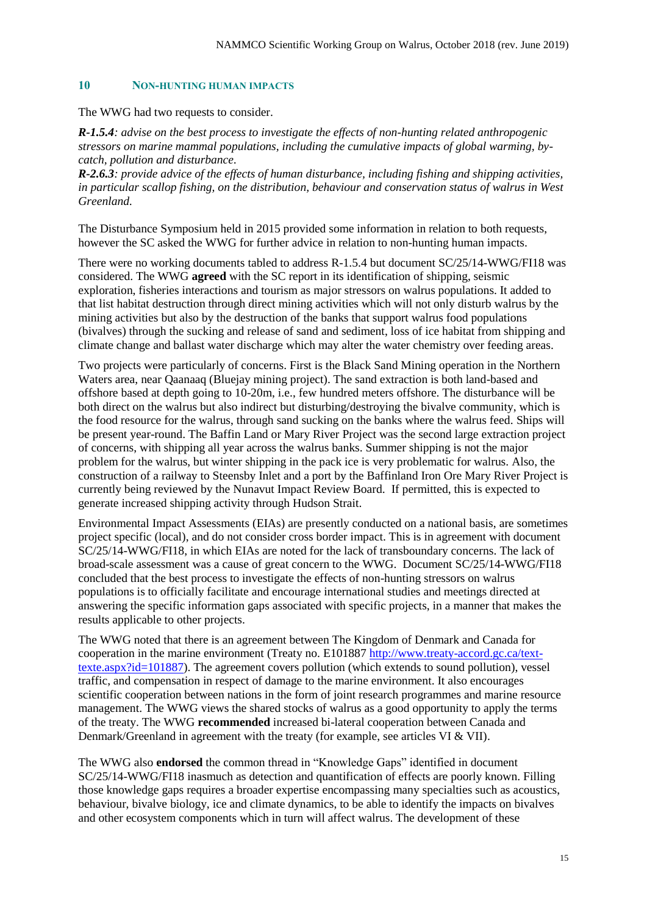## 10 NON-HUNTING HUMAN IMPACTS

The WWG had two requests to consider.

***R-1.5.4****: advise on the best process to investigate the effects of non-hunting related anthropogenic stressors on marine mammal populations, including the cumulative impacts of global warming, by-catch, pollution and disturbance.*

***R-2.6.3****: provide advice of the effects of human disturbance, including fishing and shipping activities, in particular scallop fishing, on the distribution, behaviour and conservation status of walrus in West Greenland.*

The Disturbance Symposium held in 2015 provided some information in relation to both requests, however the SC asked the WWG for further advice in relation to non-hunting human impacts.

There were no working documents tabled to address R-1.5.4 but document SC/25/14-WWG/FI18 was considered. The WWG **agreed** with the SC report in its identification of shipping, seismic exploration, fisheries interactions and tourism as major stressors on walrus populations. It added to that list habitat destruction through direct mining activities which will not only disturb walrus by the mining activities but also by the destruction of the banks that support walrus food populations (bivalves) through the sucking and release of sand and sediment, loss of ice habitat from shipping and climate change and ballast water discharge which may alter the water chemistry over feeding areas.

Two projects were particularly of concerns. First is the Black Sand Mining operation in the Northern Waters area, near Qaanaaq (Bluejay mining project). The sand extraction is both land-based and offshore based at depth going to 10-20m, i.e., few hundred meters offshore. The disturbance will be both direct on the walrus but also indirect but disturbing/destroying the bivalve community, which is the food resource for the walrus, through sand sucking on the banks where the walrus feed. Ships will be present year-round. The Baffin Land or Mary River Project was the second large extraction project of concerns, with shipping all year across the walrus banks. Summer shipping is not the major problem for the walrus, but winter shipping in the pack ice is very problematic for walrus. Also, the construction of a railway to Steensby Inlet and a port by the Baffinland Iron Ore Mary River Project is currently being reviewed by the Nunavut Impact Review Board. If permitted, this is expected to generate increased shipping activity through Hudson Strait.

Environmental Impact Assessments (EIAs) are presently conducted on a national basis, are sometimes project specific (local), and do not consider cross border impact. This is in agreement with document SC/25/14-WWG/FI18, in which EIAs are noted for the lack of transboundary concerns. The lack of broad-scale assessment was a cause of great concern to the WWG. Document SC/25/14-WWG/FI18 concluded that the best process to investigate the effects of non-hunting stressors on walrus populations is to officially facilitate and encourage international studies and meetings directed at answering the specific information gaps associated with specific projects, in a manner that makes the results applicable to other projects.

The WWG noted that there is an agreement between The Kingdom of Denmark and Canada for cooperation in the marine environment (Treaty no. E101887 http://www.treaty-accord.gc.ca/text-texte.aspx?id=101887). The agreement covers pollution (which extends to sound pollution), vessel traffic, and compensation in respect of damage to the marine environment. It also encourages scientific cooperation between nations in the form of joint research programmes and marine resource management. The WWG views the shared stocks of walrus as a good opportunity to apply the terms of the treaty. The WWG **recommended** increased bi-lateral cooperation between Canada and Denmark/Greenland in agreement with the treaty (for example, see articles VI & VII).

The WWG also **endorsed** the common thread in "Knowledge Gaps" identified in document SC/25/14-WWG/FI18 inasmuch as detection and quantification of effects are poorly known. Filling those knowledge gaps requires a broader expertise encompassing many specialties such as acoustics, behaviour, bivalve biology, ice and climate dynamics, to be able to identify the impacts on bivalves and other ecosystem components which in turn will affect walrus. The development of these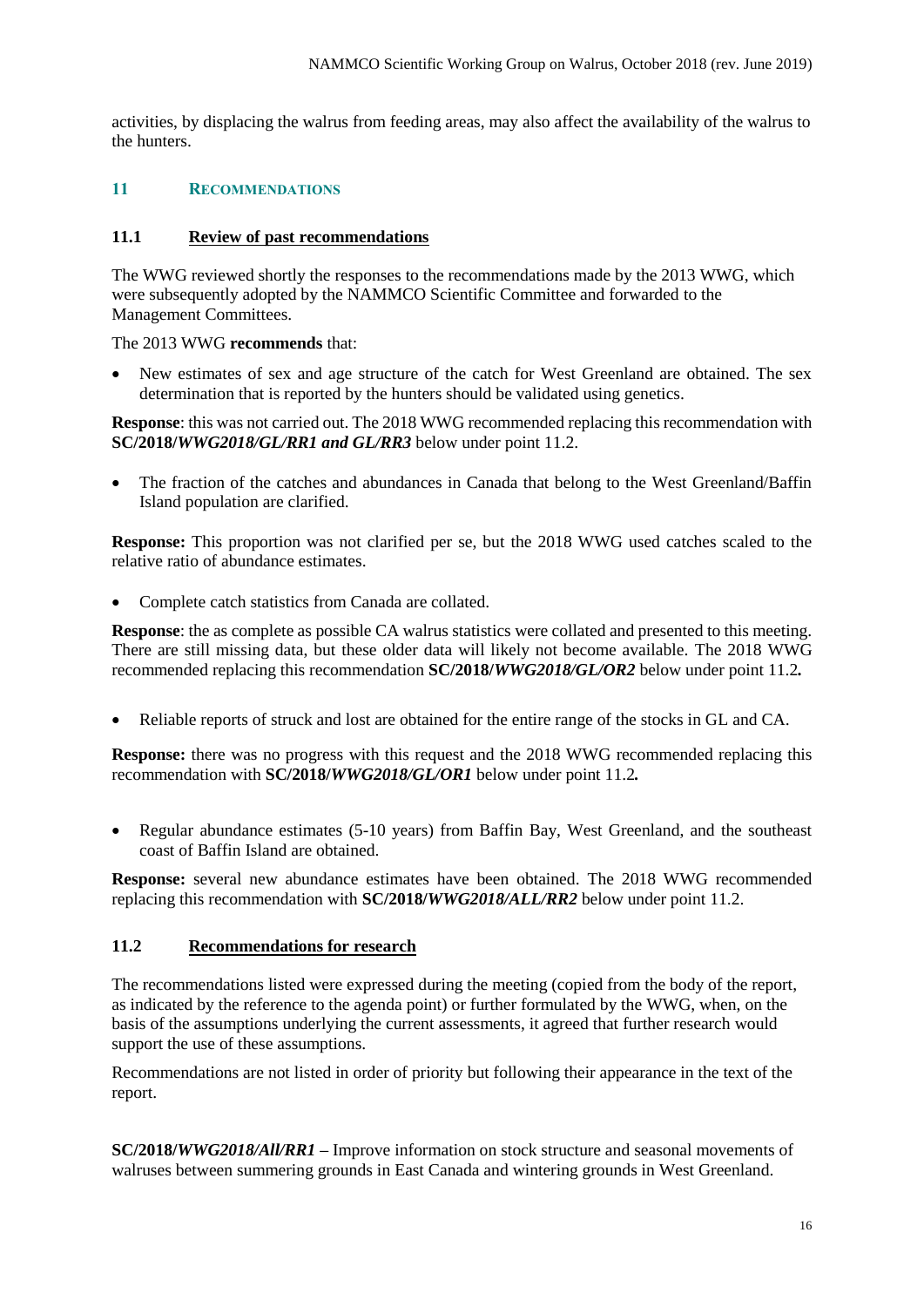activities, by displacing the walrus from feeding areas, may also affect the availability of the walrus to the hunters.

## 11 RECOMMENDATIONS

### 11.1 Review of past recommendations

The WWG reviewed shortly the responses to the recommendations made by the 2013 WWG, which were subsequently adopted by the NAMMCO Scientific Committee and forwarded to the Management Committees.

The 2013 WWG **recommends** that:

- New estimates of sex and age structure of the catch for West Greenland are obtained. The sex determination that is reported by the hunters should be validated using genetics.

**Response**: this was not carried out. The 2018 WWG recommended replacing this recommendation with **SC/2018/*WWG2018/GL/RR1 and GL/RR3*** below under point 11.2.

- The fraction of the catches and abundances in Canada that belong to the West Greenland/Baffin Island population are clarified.

**Response:** This proportion was not clarified per se, but the 2018 WWG used catches scaled to the relative ratio of abundance estimates.

- Complete catch statistics from Canada are collated.

**Response**: the as complete as possible CA walrus statistics were collated and presented to this meeting. There are still missing data, but these older data will likely not become available. The 2018 WWG recommended replacing this recommendation **SC/2018/*WWG2018/GL/OR2*** below under point 11.2***.***

- Reliable reports of struck and lost are obtained for the entire range of the stocks in GL and CA.

**Response:** there was no progress with this request and the 2018 WWG recommended replacing this recommendation with **SC/2018/*WWG2018/GL/OR1*** below under point 11.2***.***

- Regular abundance estimates (5-10 years) from Baffin Bay, West Greenland, and the southeast coast of Baffin Island are obtained.

**Response:** several new abundance estimates have been obtained. The 2018 WWG recommended replacing this recommendation with **SC/2018/*WWG2018/ALL/RR2*** below under point 11.2.

### 11.2 Recommendations for research

The recommendations listed were expressed during the meeting (copied from the body of the report, as indicated by the reference to the agenda point) or further formulated by the WWG, when, on the basis of the assumptions underlying the current assessments, it agreed that further research would support the use of these assumptions.

Recommendations are not listed in order of priority but following their appearance in the text of the report.

**SC/2018/*WWG2018/All/RR1*** **–** Improve information on stock structure and seasonal movements of walruses between summering grounds in East Canada and wintering grounds in West Greenland.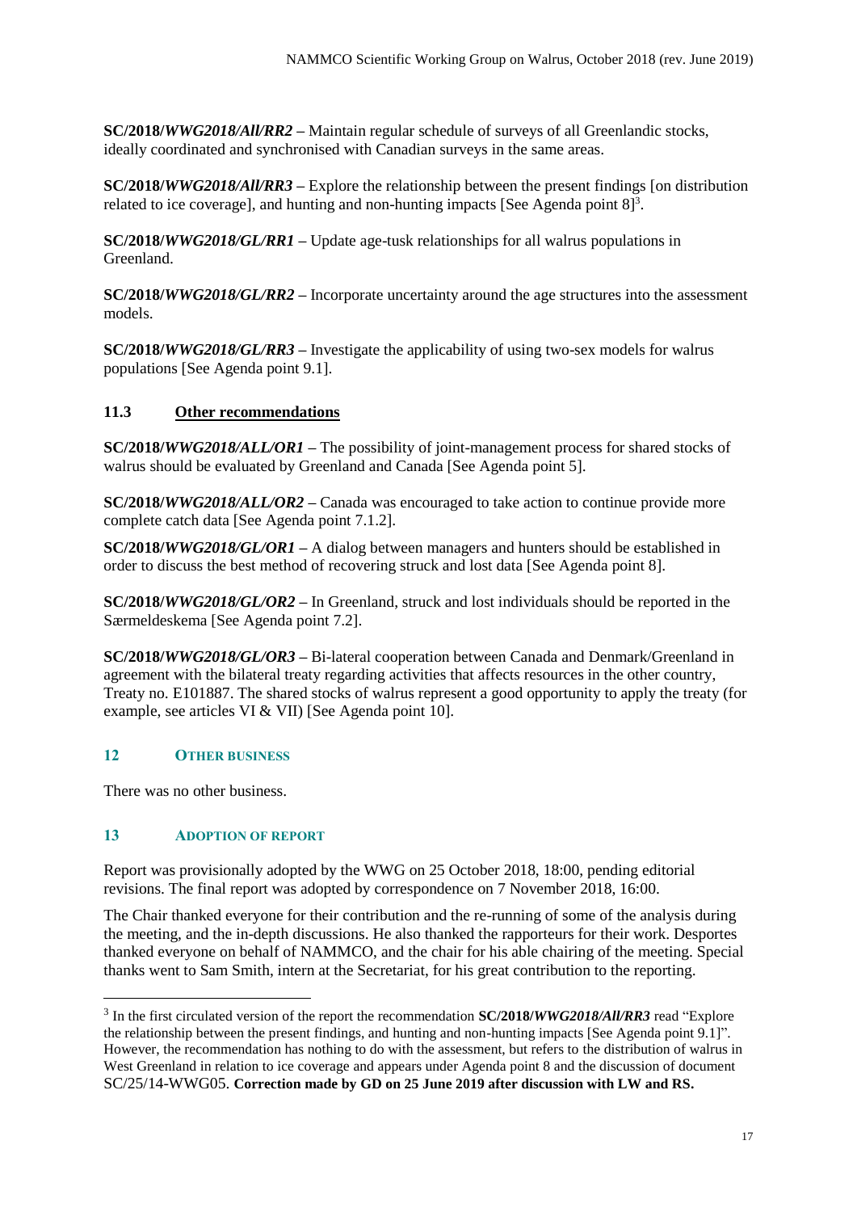**SC/2018/*WWG2018/All/RR2*** – Maintain regular schedule of surveys of all Greenlandic stocks, ideally coordinated and synchronised with Canadian surveys in the same areas.

**SC/2018/*WWG2018/All/RR3*** – Explore the relationship between the present findings [on distribution related to ice coverage], and hunting and non-hunting impacts [See Agenda point 8][3].

**SC/2018/*WWG2018/GL/RR1*** – Update age-tusk relationships for all walrus populations in Greenland.

**SC/2018/*WWG2018/GL/RR2*** – Incorporate uncertainty around the age structures into the assessment models.

**SC/2018/*WWG2018/GL/RR3*** – Investigate the applicability of using two-sex models for walrus populations [See Agenda point 9.1].

### 11.3 Other recommendations

**SC/2018/*WWG2018/ALL/OR1*** – The possibility of joint-management process for shared stocks of walrus should be evaluated by Greenland and Canada [See Agenda point 5].

**SC/2018/*WWG2018/ALL/OR2*** – Canada was encouraged to take action to continue provide more complete catch data [See Agenda point 7.1.2].

**SC/2018/*WWG2018/GL/OR1*** – A dialog between managers and hunters should be established in order to discuss the best method of recovering struck and lost data [See Agenda point 8].

**SC/2018/*WWG2018/GL/OR2*** – In Greenland, struck and lost individuals should be reported in the Særmeldeskema [See Agenda point 7.2].

**SC/2018/*WWG2018/GL/OR3*** – Bi-lateral cooperation between Canada and Denmark/Greenland in agreement with the bilateral treaty regarding activities that affects resources in the other country, Treaty no. E101887. The shared stocks of walrus represent a good opportunity to apply the treaty (for example, see articles VI & VII) [See Agenda point 10].

## 12 OTHER BUSINESS

There was no other business.

## 13 ADOPTION OF REPORT

Report was provisionally adopted by the WWG on 25 October 2018, 18:00, pending editorial revisions. The final report was adopted by correspondence on 7 November 2018, 16:00.

The Chair thanked everyone for their contribution and the re-running of some of the analysis during the meeting, and the in-depth discussions. He also thanked the rapporteurs for their work. Desportes thanked everyone on behalf of NAMMCO, and the chair for his able chairing of the meeting. Special thanks went to Sam Smith, intern at the Secretariat, for his great contribution to the reporting.

---

[3] In the first circulated version of the report the recommendation **SC/2018/*WWG2018/All/RR3*** read "Explore the relationship between the present findings, and hunting and non-hunting impacts [See Agenda point 9.1]". However, the recommendation has nothing to do with the assessment, but refers to the distribution of walrus in West Greenland in relation to ice coverage and appears under Agenda point 8 and the discussion of document SC/25/14-WWG05. **Correction made by GD on 25 June 2019 after discussion with LW and RS.**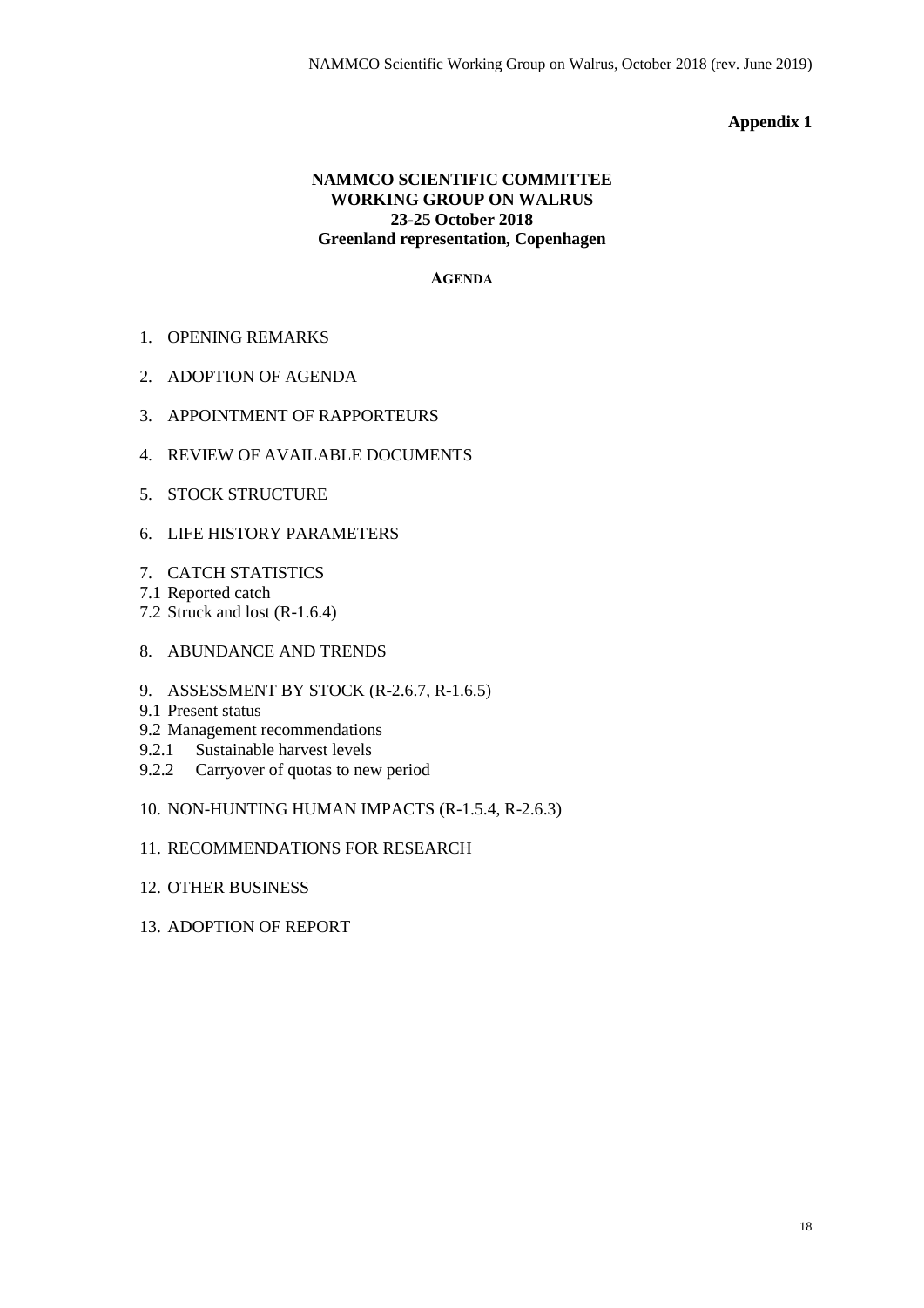**Appendix 1**

**NAMMCO SCIENTIFIC COMMITTEE**
**WORKING GROUP ON WALRUS**
**23-25 October 2018**
**Greenland representation, Copenhagen**

**AGENDA**

1. OPENING REMARKS

2. ADOPTION OF AGENDA

3. APPOINTMENT OF RAPPORTEURS

4. REVIEW OF AVAILABLE DOCUMENTS

5. STOCK STRUCTURE

6. LIFE HISTORY PARAMETERS

7. CATCH STATISTICS

7.1 Reported catch
7.2 Struck and lost (R-1.6.4)

8. ABUNDANCE AND TRENDS

9. ASSESSMENT BY STOCK (R-2.6.7, R-1.6.5)

9.1 Present status
9.2 Management recommendations
9.2.1 Sustainable harvest levels
9.2.2 Carryover of quotas to new period

10. NON-HUNTING HUMAN IMPACTS (R-1.5.4, R-2.6.3)

11. RECOMMENDATIONS FOR RESEARCH

12. OTHER BUSINESS

13. ADOPTION OF REPORT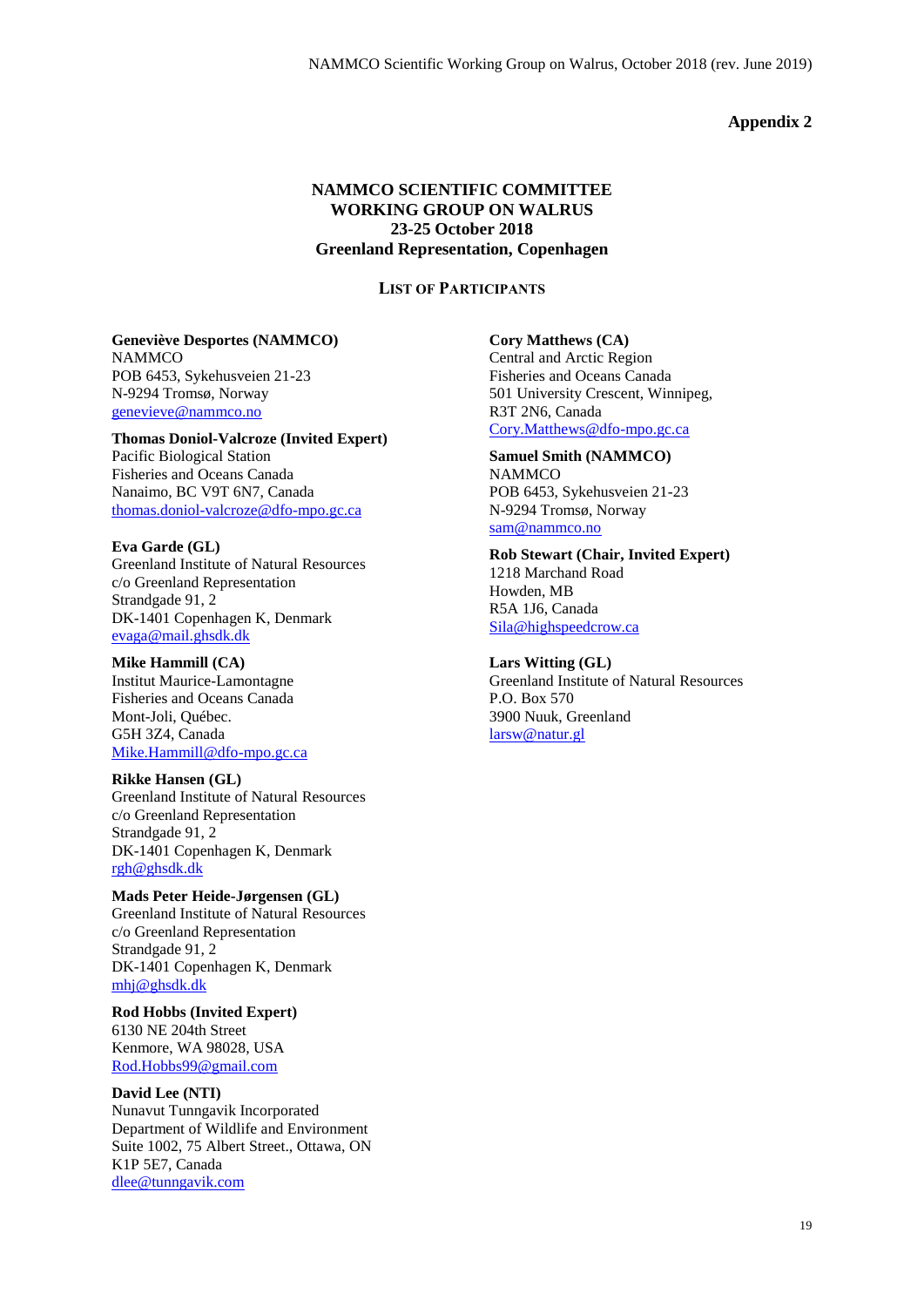**Appendix 2**

# NAMMCO SCIENTIFIC COMMITTEE WORKING GROUP ON WALRUS 23-25 October 2018 Greenland Representation, Copenhagen

## LIST OF PARTICIPANTS

**Geneviève Desportes (NAMMCO)**
NAMMCO
POB 6453, Sykehusveien 21-23
N-9294 Tromsø, Norway
genevieve@nammco.no

**Thomas Doniol-Valcroze (Invited Expert)**
Pacific Biological Station
Fisheries and Oceans Canada
Nanaimo, BC V9T 6N7, Canada
thomas.doniol-valcroze@dfo-mpo.gc.ca

**Eva Garde (GL)**
Greenland Institute of Natural Resources
c/o Greenland Representation
Strandgade 91, 2
DK-1401 Copenhagen K, Denmark
evaga@mail.ghsdk.dk

**Mike Hammill (CA)**
Institut Maurice-Lamontagne
Fisheries and Oceans Canada
Mont-Joli, Québec.
G5H 3Z4, Canada
Mike.Hammill@dfo-mpo.gc.ca

**Rikke Hansen (GL)**
Greenland Institute of Natural Resources
c/o Greenland Representation
Strandgade 91, 2
DK-1401 Copenhagen K, Denmark
rgh@ghsdk.dk

**Mads Peter Heide-Jørgensen (GL)**
Greenland Institute of Natural Resources
c/o Greenland Representation
Strandgade 91, 2
DK-1401 Copenhagen K, Denmark
mhj@ghsdk.dk

**Rod Hobbs (Invited Expert)**
6130 NE 204th Street
Kenmore, WA 98028, USA
Rod.Hobbs99@gmail.com

**David Lee (NTI)**
Nunavut Tunngavik Incorporated
Department of Wildlife and Environment
Suite 1002, 75 Albert Street., Ottawa, ON
K1P 5E7, Canada
dlee@tunngavik.com

**Cory Matthews (CA)**
Central and Arctic Region
Fisheries and Oceans Canada
501 University Crescent, Winnipeg,
R3T 2N6, Canada
Cory.Matthews@dfo-mpo.gc.ca

**Samuel Smith (NAMMCO)**
NAMMCO
POB 6453, Sykehusveien 21-23
N-9294 Tromsø, Norway
sam@nammco.no

**Rob Stewart (Chair, Invited Expert)**
1218 Marchand Road
Howden, MB
R5A 1J6, Canada
Sila@highspeedcrow.ca

**Lars Witting (GL)**
Greenland Institute of Natural Resources
P.O. Box 570
3900 Nuuk, Greenland
larsw@natur.gl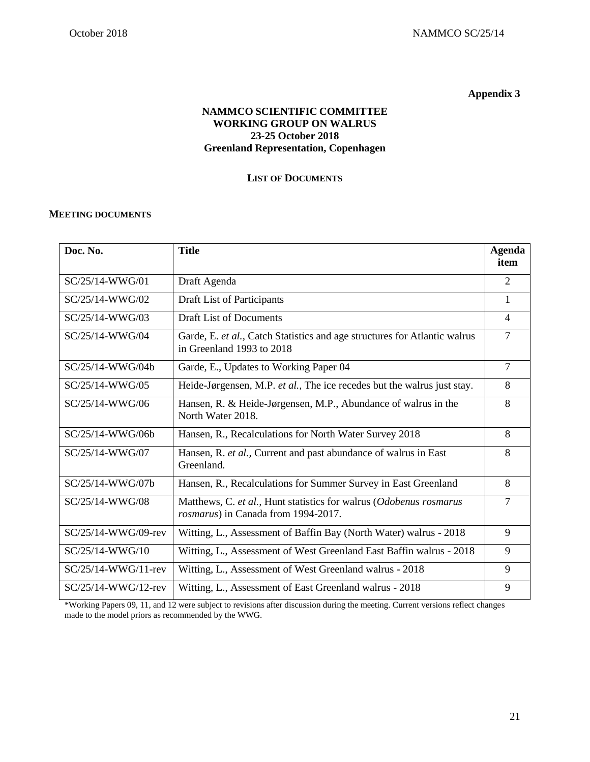**Appendix 3**

# NAMMCO SCIENTIFIC COMMITTEE WORKING GROUP ON WALRUS
**23-25 October 2018**
**Greenland Representation, Copenhagen**

## LIST OF DOCUMENTS

### MEETING DOCUMENTS

| Doc. No. | Title | Agenda item |
|---|---|---|
| SC/25/14-WWG/01 | Draft Agenda | 2 |
| SC/25/14-WWG/02 | Draft List of Participants | 1 |
| SC/25/14-WWG/03 | Draft List of Documents | 4 |
| SC/25/14-WWG/04 | Garde, E. *et al.*, Catch Statistics and age structures for Atlantic walrus in Greenland 1993 to 2018 | 7 |
| SC/25/14-WWG/04b | Garde, E., Updates to Working Paper 04 | 7 |
| SC/25/14-WWG/05 | Heide-Jørgensen, M.P. *et al.,* The ice recedes but the walrus just stay. | 8 |
| SC/25/14-WWG/06 | Hansen, R. & Heide-Jørgensen, M.P., Abundance of walrus in the North Water 2018. | 8 |
| SC/25/14-WWG/06b | Hansen, R., Recalculations for North Water Survey 2018 | 8 |
| SC/25/14-WWG/07 | Hansen, R. *et al.,* Current and past abundance of walrus in East Greenland. | 8 |
| SC/25/14-WWG/07b | Hansen, R., Recalculations for Summer Survey in East Greenland | 8 |
| SC/25/14-WWG/08 | Matthews, C. *et al.*, Hunt statistics for walrus (*Odobenus rosmarus rosmarus*) in Canada from 1994-2017. | 7 |
| SC/25/14-WWG/09-rev | Witting, L., Assessment of Baffin Bay (North Water) walrus - 2018 | 9 |
| SC/25/14-WWG/10 | Witting, L., Assessment of West Greenland East Baffin walrus - 2018 | 9 |
| SC/25/14-WWG/11-rev | Witting, L., Assessment of West Greenland walrus - 2018 | 9 |
| SC/25/14-WWG/12-rev | Witting, L., Assessment of East Greenland walrus - 2018 | 9 |

*Working Papers 09, 11, and 12 were subject to revisions after discussion during the meeting. Current versions reflect changes made to the model priors as recommended by the WWG.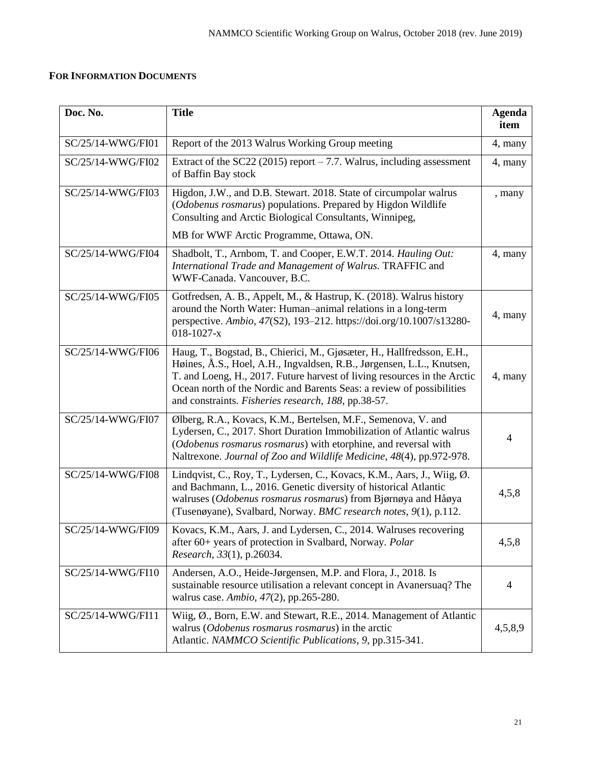**For Information Documents**

| Doc. No. | Title | Agenda item |
|---|---|---|
| SC/25/14-WWG/FI01 | Report of the 2013 Walrus Working Group meeting | 4, many |
| SC/25/14-WWG/FI02 | Extract of the SC22 (2015) report – 7.7. Walrus, including assessment of Baffin Bay stock | 4, many |
| SC/25/14-WWG/FI03 | Higdon, J.W., and D.B. Stewart. 2018. State of circumpolar walrus (*Odobenus rosmarus*) populations. Prepared by Higdon Wildlife Consulting and Arctic Biological Consultants, Winnipeg, MB for WWF Arctic Programme, Ottawa, ON. | , many |
| SC/25/14-WWG/FI04 | Shadbolt, T., Arnbom, T. and Cooper, E.W.T. 2014. *Hauling Out: International Trade and Management of Walrus.* TRAFFIC and WWF-Canada. Vancouver, B.C. | 4, many |
| SC/25/14-WWG/FI05 | Gotfredsen, A. B., Appelt, M., & Hastrup, K. (2018). Walrus history around the North Water: Human–animal relations in a long-term perspective. *Ambio*, *47*(S2), 193–212. https://doi.org/10.1007/s13280-018-1027-x | 4, many |
| SC/25/14-WWG/FI06 | Haug, T., Bogstad, B., Chierici, M., Gjøsæter, H., Hallfredsson, E.H., Høines, Å.S., Hoel, A.H., Ingvaldsen, R.B., Jørgensen, L.L., Knutsen, T. and Loeng, H., 2017. Future harvest of living resources in the Arctic Ocean north of the Nordic and Barents Seas: a review of possibilities and constraints. *Fisheries research*, *188*, pp.38-57. | 4, many |
| SC/25/14-WWG/FI07 | Ølberg, R.A., Kovacs, K.M., Bertelsen, M.F., Semenova, V. and Lydersen, C., 2017. Short Duration Immobilization of Atlantic walrus (*Odobenus rosmarus rosmarus*) with etorphine, and reversal with Naltrexone. *Journal of Zoo and Wildlife Medicine*, *48*(4), pp.972-978. | 4 |
| SC/25/14-WWG/FI08 | Lindqvist, C., Roy, T., Lydersen, C., Kovacs, K.M., Aars, J., Wiig, Ø. and Bachmann, L., 2016. Genetic diversity of historical Atlantic walruses (*Odobenus rosmarus rosmarus*) from Bjørnøya and Håøya (Tusenøyane), Svalbard, Norway. *BMC research notes*, *9*(1), p.112. | 4,5,8 |
| SC/25/14-WWG/FI09 | Kovacs, K.M., Aars, J. and Lydersen, C., 2014. Walruses recovering after 60+ years of protection in Svalbard, Norway. *Polar Research*, *33*(1), p.26034. | 4,5,8 |
| SC/25/14-WWG/FI10 | Andersen, A.O., Heide-Jørgensen, M.P. and Flora, J., 2018. Is sustainable resource utilisation a relevant concept in Avanersuaq? The walrus case. *Ambio*, *47*(2), pp.265-280. | 4 |
| SC/25/14-WWG/FI11 | Wiig, Ø., Born, E.W. and Stewart, R.E., 2014. Management of Atlantic walrus (*Odobenus rosmarus rosmarus*) in the arctic Atlantic. *NAMMCO Scientific Publications*, *9*, pp.315-341. | 4,5,8,9 |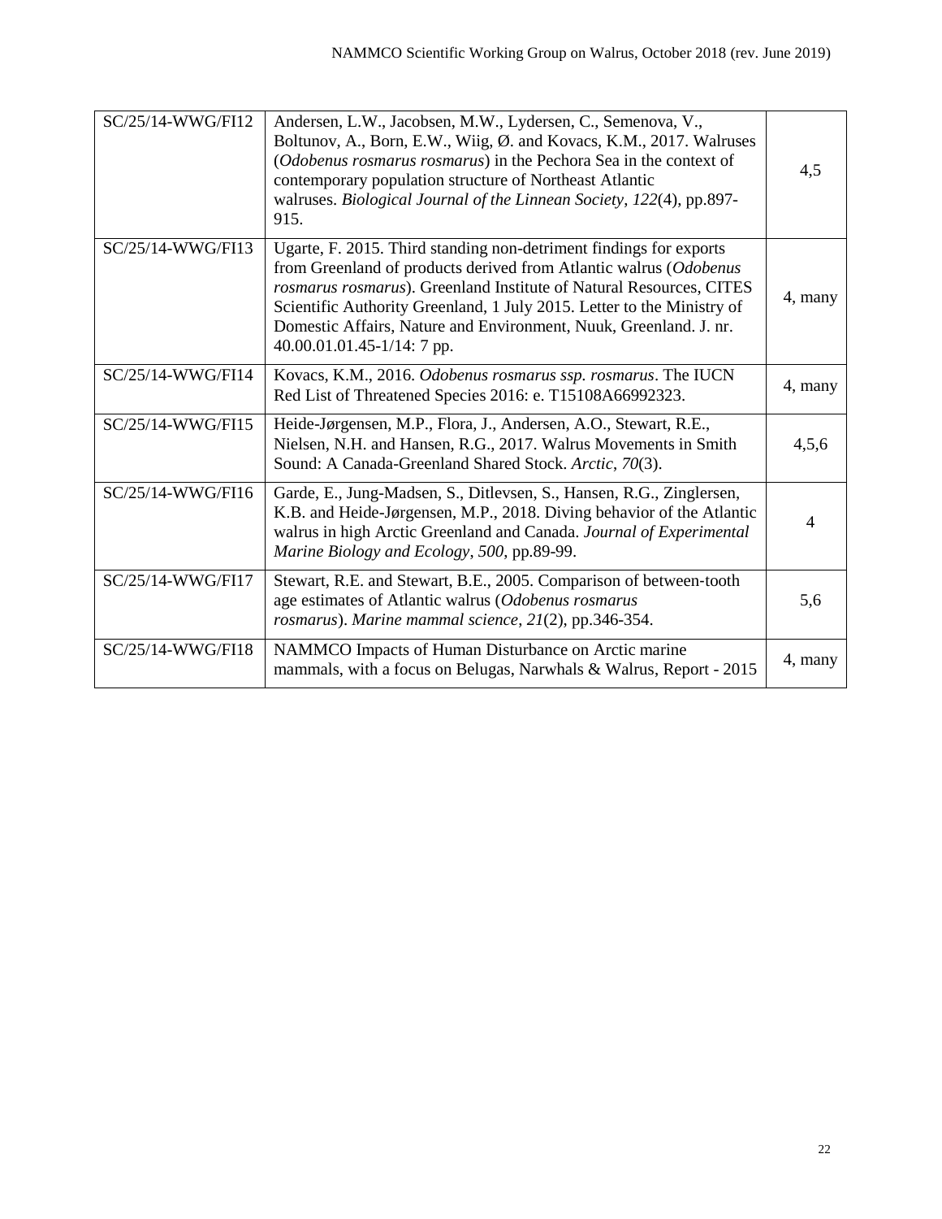| | | |
|---|---|---|
| SC/25/14-WWG/FI12 | Andersen, L.W., Jacobsen, M.W., Lydersen, C., Semenova, V., Boltunov, A., Born, E.W., Wiig, Ø. and Kovacs, K.M., 2017. Walruses (*Odobenus rosmarus rosmarus*) in the Pechora Sea in the context of contemporary population structure of Northeast Atlantic walruses. *Biological Journal of the Linnean Society*, *122*(4), pp.897-915. | 4,5 |
| SC/25/14-WWG/FI13 | Ugarte, F. 2015. Third standing non-detriment findings for exports from Greenland of products derived from Atlantic walrus (*Odobenus rosmarus rosmarus*). Greenland Institute of Natural Resources, CITES Scientific Authority Greenland, 1 July 2015. Letter to the Ministry of Domestic Affairs, Nature and Environment, Nuuk, Greenland. J. nr. 40.00.01.01.45-1/14: 7 pp. | 4, many |
| SC/25/14-WWG/FI14 | Kovacs, K.M., 2016. *Odobenus rosmarus ssp. rosmarus*. The IUCN Red List of Threatened Species 2016: e. T15108A66992323. | 4, many |
| SC/25/14-WWG/FI15 | Heide-Jørgensen, M.P., Flora, J., Andersen, A.O., Stewart, R.E., Nielsen, N.H. and Hansen, R.G., 2017. Walrus Movements in Smith Sound: A Canada-Greenland Shared Stock. *Arctic*, *70*(3). | 4,5,6 |
| SC/25/14-WWG/FI16 | Garde, E., Jung-Madsen, S., Ditlevsen, S., Hansen, R.G., Zinglersen, K.B. and Heide-Jørgensen, M.P., 2018. Diving behavior of the Atlantic walrus in high Arctic Greenland and Canada. *Journal of Experimental Marine Biology and Ecology*, *500*, pp.89-99. | 4 |
| SC/25/14-WWG/FI17 | Stewart, R.E. and Stewart, B.E., 2005. Comparison of between-tooth age estimates of Atlantic walrus (*Odobenus rosmarus rosmarus*). *Marine mammal science*, *21*(2), pp.346-354. | 5,6 |
| SC/25/14-WWG/FI18 | NAMMCO Impacts of Human Disturbance on Arctic marine mammals, with a focus on Belugas, Narwhals & Walrus, Report - 2015 | 4, many |